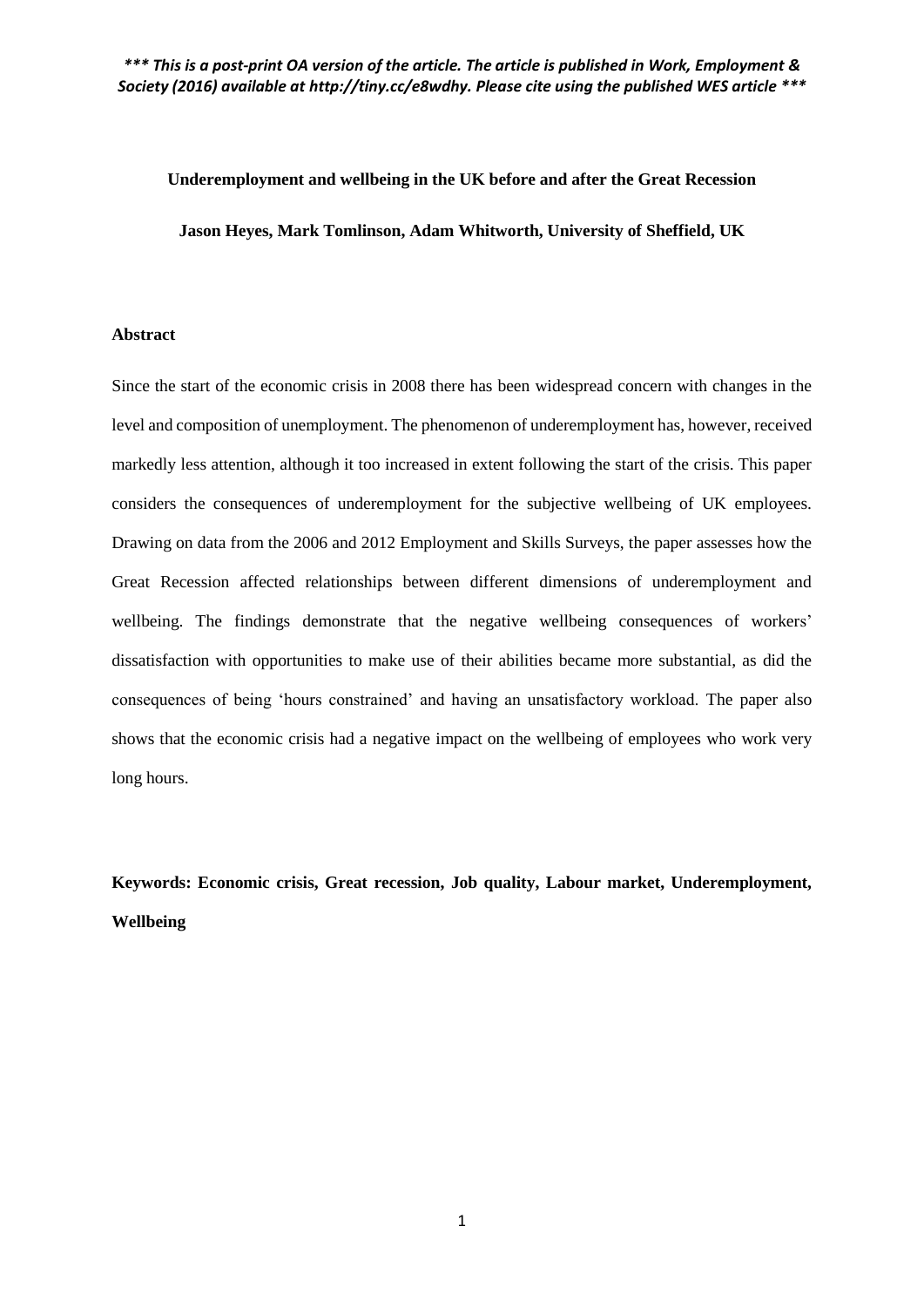***\*\*\* This is a post-print OA version of the article. The article is published in Work, Employment & Society (2016) available at http://tiny.cc/e8wdhy. Please cite using the published WES article \*\*\****

**Underemployment and wellbeing in the UK before and after the Great Recession**

**Jason Heyes, Mark Tomlinson, Adam Whitworth, University of Sheffield, UK**

## Abstract

Since the start of the economic crisis in 2008 there has been widespread concern with changes in the level and composition of unemployment. The phenomenon of underemployment has, however, received markedly less attention, although it too increased in extent following the start of the crisis. This paper considers the consequences of underemployment for the subjective wellbeing of UK employees. Drawing on data from the 2006 and 2012 Employment and Skills Surveys, the paper assesses how the Great Recession affected relationships between different dimensions of underemployment and wellbeing. The findings demonstrate that the negative wellbeing consequences of workers' dissatisfaction with opportunities to make use of their abilities became more substantial, as did the consequences of being 'hours constrained' and having an unsatisfactory workload. The paper also shows that the economic crisis had a negative impact on the wellbeing of employees who work very long hours.

**Keywords: Economic crisis, Great recession, Job quality, Labour market, Underemployment, Wellbeing**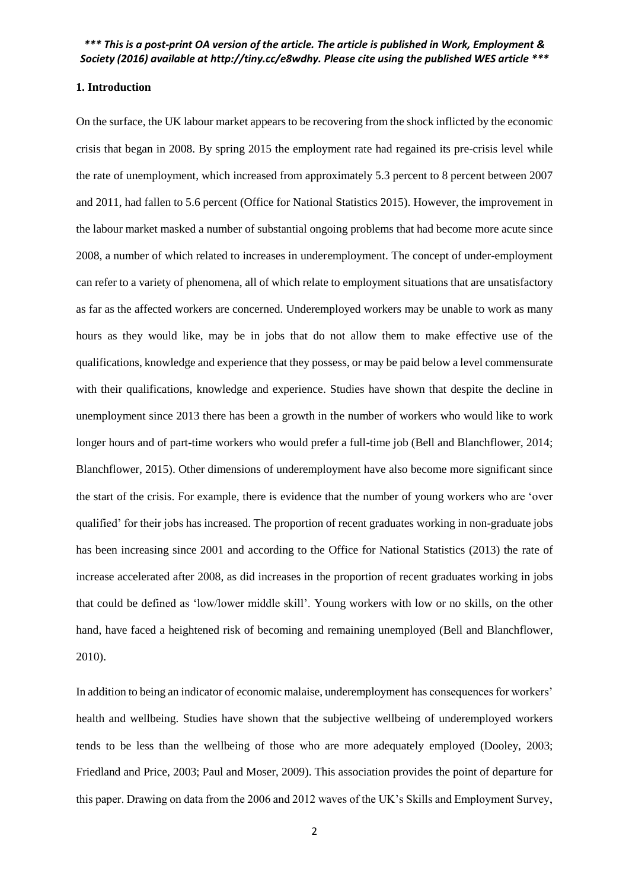## 1. Introduction

On the surface, the UK labour market appears to be recovering from the shock inflicted by the economic crisis that began in 2008. By spring 2015 the employment rate had regained its pre-crisis level while the rate of unemployment, which increased from approximately 5.3 percent to 8 percent between 2007 and 2011, had fallen to 5.6 percent (Office for National Statistics 2015). However, the improvement in the labour market masked a number of substantial ongoing problems that had become more acute since 2008, a number of which related to increases in underemployment. The concept of under-employment can refer to a variety of phenomena, all of which relate to employment situations that are unsatisfactory as far as the affected workers are concerned. Underemployed workers may be unable to work as many hours as they would like, may be in jobs that do not allow them to make effective use of the qualifications, knowledge and experience that they possess, or may be paid below a level commensurate with their qualifications, knowledge and experience. Studies have shown that despite the decline in unemployment since 2013 there has been a growth in the number of workers who would like to work longer hours and of part-time workers who would prefer a full-time job (Bell and Blanchflower, 2014; Blanchflower, 2015). Other dimensions of underemployment have also become more significant since the start of the crisis. For example, there is evidence that the number of young workers who are 'over qualified' for their jobs has increased. The proportion of recent graduates working in non-graduate jobs has been increasing since 2001 and according to the Office for National Statistics (2013) the rate of increase accelerated after 2008, as did increases in the proportion of recent graduates working in jobs that could be defined as 'low/lower middle skill'. Young workers with low or no skills, on the other hand, have faced a heightened risk of becoming and remaining unemployed (Bell and Blanchflower, 2010).

In addition to being an indicator of economic malaise, underemployment has consequences for workers' health and wellbeing. Studies have shown that the subjective wellbeing of underemployed workers tends to be less than the wellbeing of those who are more adequately employed (Dooley, 2003; Friedland and Price, 2003; Paul and Moser, 2009). This association provides the point of departure for this paper. Drawing on data from the 2006 and 2012 waves of the UK's Skills and Employment Survey,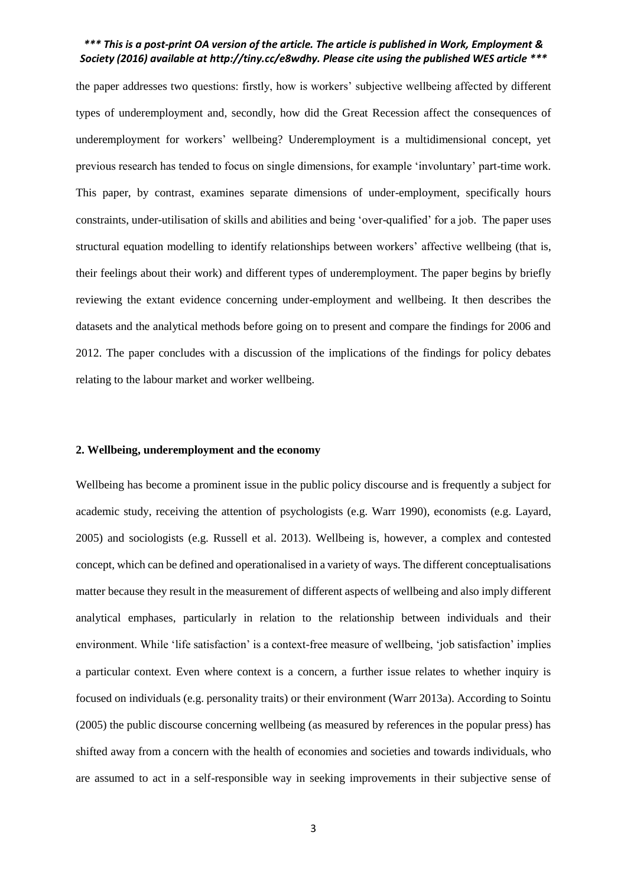the paper addresses two questions: firstly, how is workers' subjective wellbeing affected by different types of underemployment and, secondly, how did the Great Recession affect the consequences of underemployment for workers' wellbeing? Underemployment is a multidimensional concept, yet previous research has tended to focus on single dimensions, for example 'involuntary' part-time work. This paper, by contrast, examines separate dimensions of under-employment, specifically hours constraints, under-utilisation of skills and abilities and being 'over-qualified' for a job. The paper uses structural equation modelling to identify relationships between workers' affective wellbeing (that is, their feelings about their work) and different types of underemployment. The paper begins by briefly reviewing the extant evidence concerning under-employment and wellbeing. It then describes the datasets and the analytical methods before going on to present and compare the findings for 2006 and 2012. The paper concludes with a discussion of the implications of the findings for policy debates relating to the labour market and worker wellbeing.

## 2. Wellbeing, underemployment and the economy

Wellbeing has become a prominent issue in the public policy discourse and is frequently a subject for academic study, receiving the attention of psychologists (e.g. Warr 1990), economists (e.g. Layard, 2005) and sociologists (e.g. Russell et al. 2013). Wellbeing is, however, a complex and contested concept, which can be defined and operationalised in a variety of ways. The different conceptualisations matter because they result in the measurement of different aspects of wellbeing and also imply different analytical emphases, particularly in relation to the relationship between individuals and their environment. While 'life satisfaction' is a context-free measure of wellbeing, 'job satisfaction' implies a particular context. Even where context is a concern, a further issue relates to whether inquiry is focused on individuals (e.g. personality traits) or their environment (Warr 2013a). According to Sointu (2005) the public discourse concerning wellbeing (as measured by references in the popular press) has shifted away from a concern with the health of economies and societies and towards individuals, who are assumed to act in a self-responsible way in seeking improvements in their subjective sense of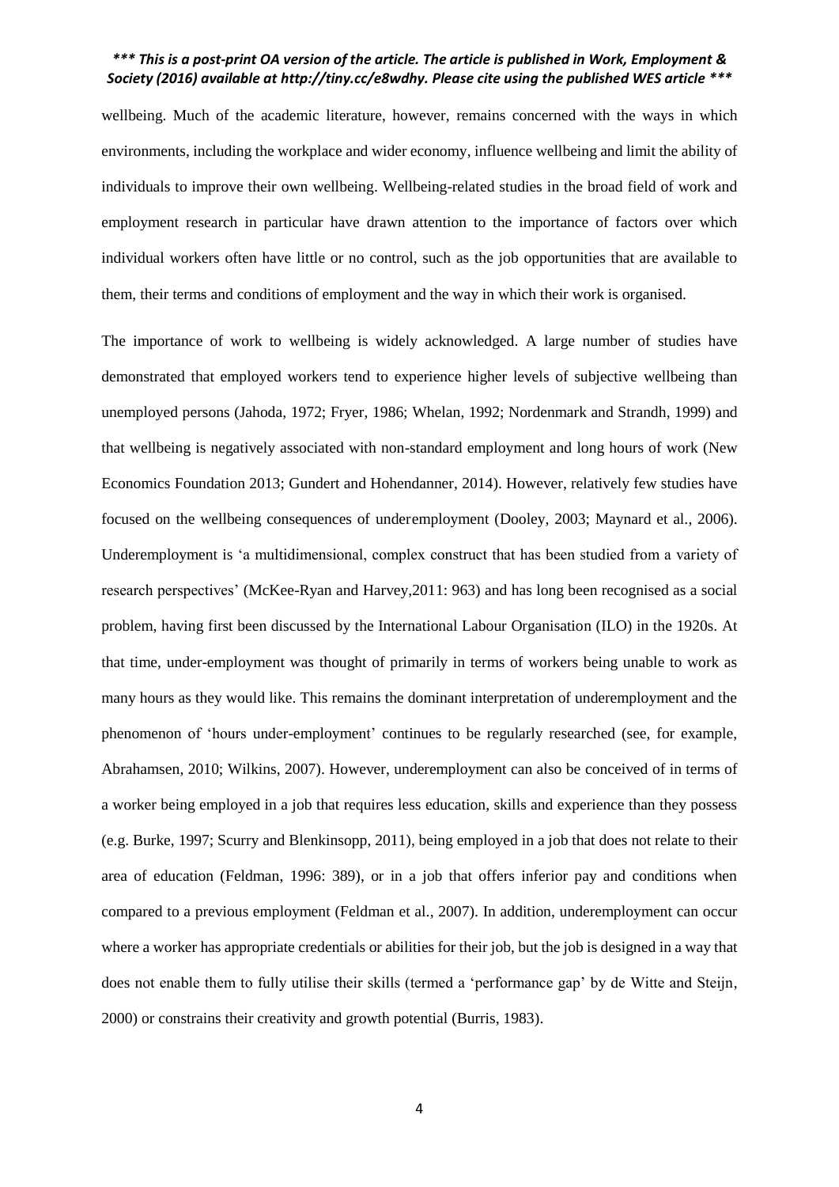wellbeing. Much of the academic literature, however, remains concerned with the ways in which environments, including the workplace and wider economy, influence wellbeing and limit the ability of individuals to improve their own wellbeing. Wellbeing-related studies in the broad field of work and employment research in particular have drawn attention to the importance of factors over which individual workers often have little or no control, such as the job opportunities that are available to them, their terms and conditions of employment and the way in which their work is organised.

The importance of work to wellbeing is widely acknowledged. A large number of studies have demonstrated that employed workers tend to experience higher levels of subjective wellbeing than unemployed persons (Jahoda, 1972; Fryer, 1986; Whelan, 1992; Nordenmark and Strandh, 1999) and that wellbeing is negatively associated with non-standard employment and long hours of work (New Economics Foundation 2013; Gundert and Hohendanner, 2014). However, relatively few studies have focused on the wellbeing consequences of underemployment (Dooley, 2003; Maynard et al., 2006). Underemployment is 'a multidimensional, complex construct that has been studied from a variety of research perspectives' (McKee-Ryan and Harvey,2011: 963) and has long been recognised as a social problem, having first been discussed by the International Labour Organisation (ILO) in the 1920s. At that time, under-employment was thought of primarily in terms of workers being unable to work as many hours as they would like. This remains the dominant interpretation of underemployment and the phenomenon of 'hours under-employment' continues to be regularly researched (see, for example, Abrahamsen, 2010; Wilkins, 2007). However, underemployment can also be conceived of in terms of a worker being employed in a job that requires less education, skills and experience than they possess (e.g. Burke, 1997; Scurry and Blenkinsopp, 2011), being employed in a job that does not relate to their area of education (Feldman, 1996: 389), or in a job that offers inferior pay and conditions when compared to a previous employment (Feldman et al., 2007). In addition, underemployment can occur where a worker has appropriate credentials or abilities for their job, but the job is designed in a way that does not enable them to fully utilise their skills (termed a 'performance gap' by de Witte and Steijn, 2000) or constrains their creativity and growth potential (Burris, 1983).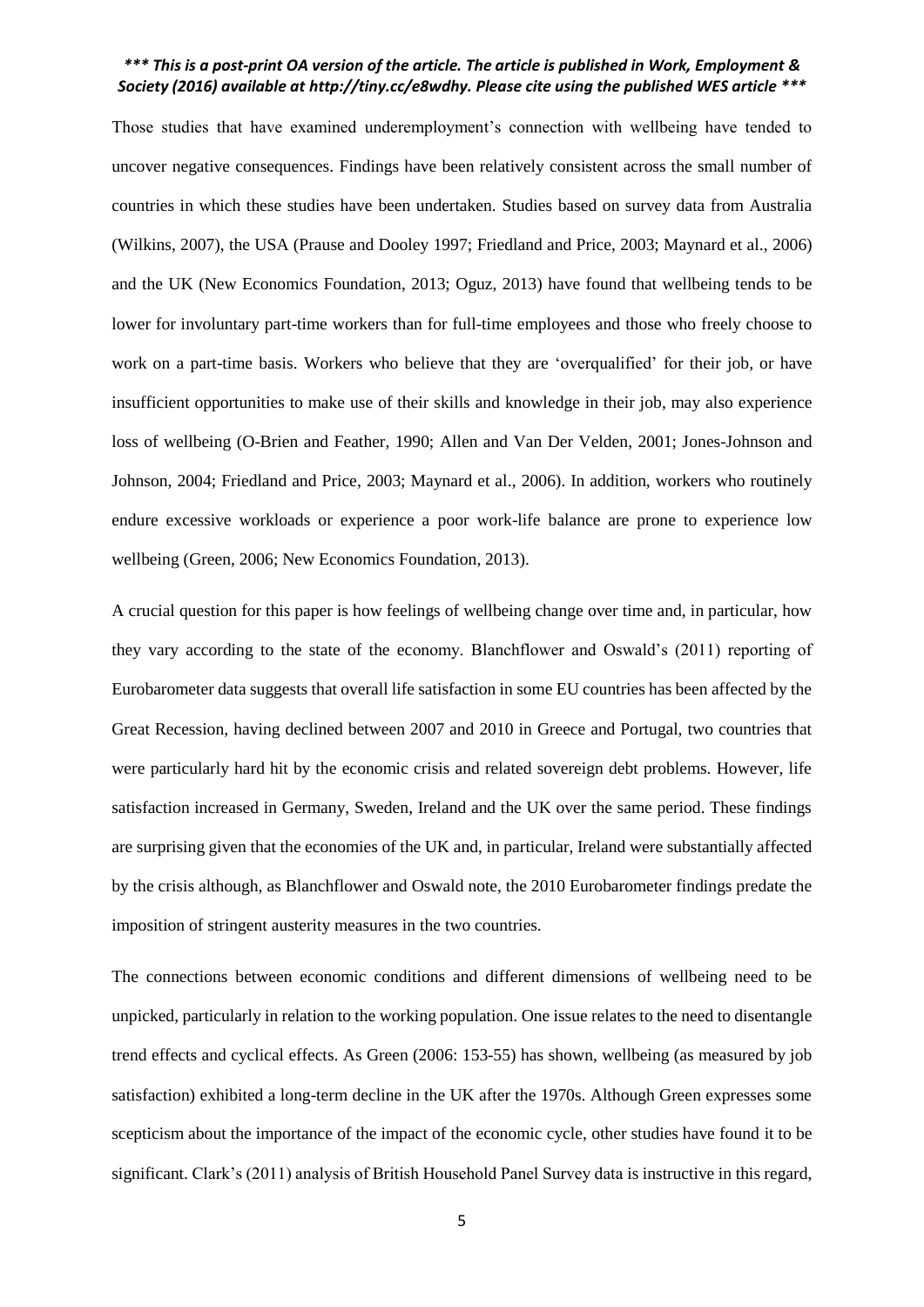Those studies that have examined underemployment's connection with wellbeing have tended to uncover negative consequences. Findings have been relatively consistent across the small number of countries in which these studies have been undertaken. Studies based on survey data from Australia (Wilkins, 2007), the USA (Prause and Dooley 1997; Friedland and Price, 2003; Maynard et al., 2006) and the UK (New Economics Foundation, 2013; Oguz, 2013) have found that wellbeing tends to be lower for involuntary part-time workers than for full-time employees and those who freely choose to work on a part-time basis. Workers who believe that they are 'overqualified' for their job, or have insufficient opportunities to make use of their skills and knowledge in their job, may also experience loss of wellbeing (O-Brien and Feather, 1990; Allen and Van Der Velden, 2001; Jones-Johnson and Johnson, 2004; Friedland and Price, 2003; Maynard et al., 2006). In addition, workers who routinely endure excessive workloads or experience a poor work-life balance are prone to experience low wellbeing (Green, 2006; New Economics Foundation, 2013).

A crucial question for this paper is how feelings of wellbeing change over time and, in particular, how they vary according to the state of the economy. Blanchflower and Oswald's (2011) reporting of Eurobarometer data suggests that overall life satisfaction in some EU countries has been affected by the Great Recession, having declined between 2007 and 2010 in Greece and Portugal, two countries that were particularly hard hit by the economic crisis and related sovereign debt problems. However, life satisfaction increased in Germany, Sweden, Ireland and the UK over the same period. These findings are surprising given that the economies of the UK and, in particular, Ireland were substantially affected by the crisis although, as Blanchflower and Oswald note, the 2010 Eurobarometer findings predate the imposition of stringent austerity measures in the two countries.

The connections between economic conditions and different dimensions of wellbeing need to be unpicked, particularly in relation to the working population. One issue relates to the need to disentangle trend effects and cyclical effects. As Green (2006: 153-55) has shown, wellbeing (as measured by job satisfaction) exhibited a long-term decline in the UK after the 1970s. Although Green expresses some scepticism about the importance of the impact of the economic cycle, other studies have found it to be significant. Clark's (2011) analysis of British Household Panel Survey data is instructive in this regard,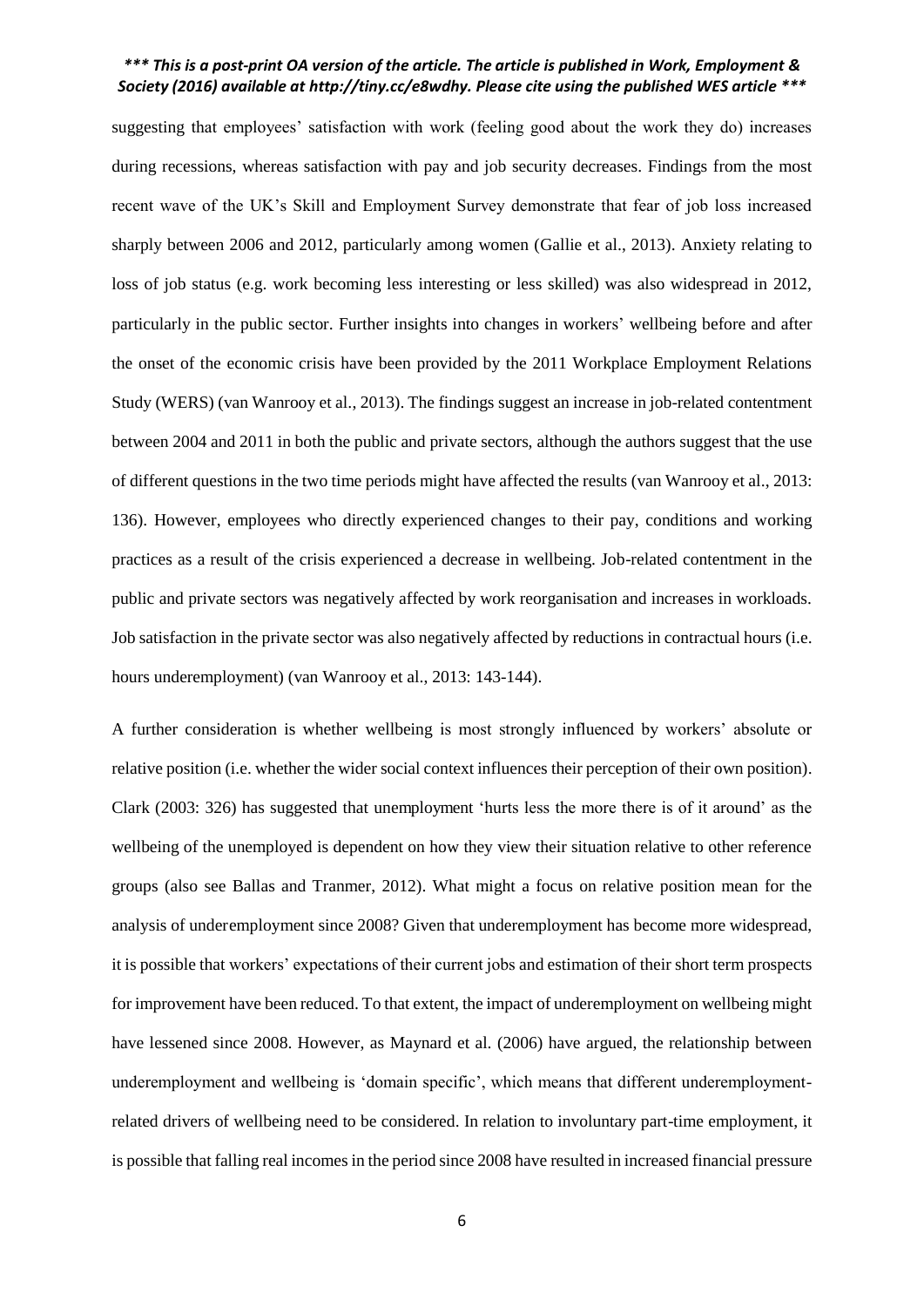suggesting that employees' satisfaction with work (feeling good about the work they do) increases during recessions, whereas satisfaction with pay and job security decreases. Findings from the most recent wave of the UK's Skill and Employment Survey demonstrate that fear of job loss increased sharply between 2006 and 2012, particularly among women (Gallie et al., 2013). Anxiety relating to loss of job status (e.g. work becoming less interesting or less skilled) was also widespread in 2012, particularly in the public sector. Further insights into changes in workers' wellbeing before and after the onset of the economic crisis have been provided by the 2011 Workplace Employment Relations Study (WERS) (van Wanrooy et al., 2013). The findings suggest an increase in job-related contentment between 2004 and 2011 in both the public and private sectors, although the authors suggest that the use of different questions in the two time periods might have affected the results (van Wanrooy et al., 2013: 136). However, employees who directly experienced changes to their pay, conditions and working practices as a result of the crisis experienced a decrease in wellbeing. Job-related contentment in the public and private sectors was negatively affected by work reorganisation and increases in workloads. Job satisfaction in the private sector was also negatively affected by reductions in contractual hours (i.e. hours underemployment) (van Wanrooy et al., 2013: 143-144).

A further consideration is whether wellbeing is most strongly influenced by workers' absolute or relative position (i.e. whether the wider social context influences their perception of their own position). Clark (2003: 326) has suggested that unemployment 'hurts less the more there is of it around' as the wellbeing of the unemployed is dependent on how they view their situation relative to other reference groups (also see Ballas and Tranmer, 2012). What might a focus on relative position mean for the analysis of underemployment since 2008? Given that underemployment has become more widespread, it is possible that workers' expectations of their current jobs and estimation of their short term prospects for improvement have been reduced. To that extent, the impact of underemployment on wellbeing might have lessened since 2008. However, as Maynard et al. (2006) have argued, the relationship between underemployment and wellbeing is 'domain specific', which means that different underemployment-related drivers of wellbeing need to be considered. In relation to involuntary part-time employment, it is possible that falling real incomes in the period since 2008 have resulted in increased financial pressure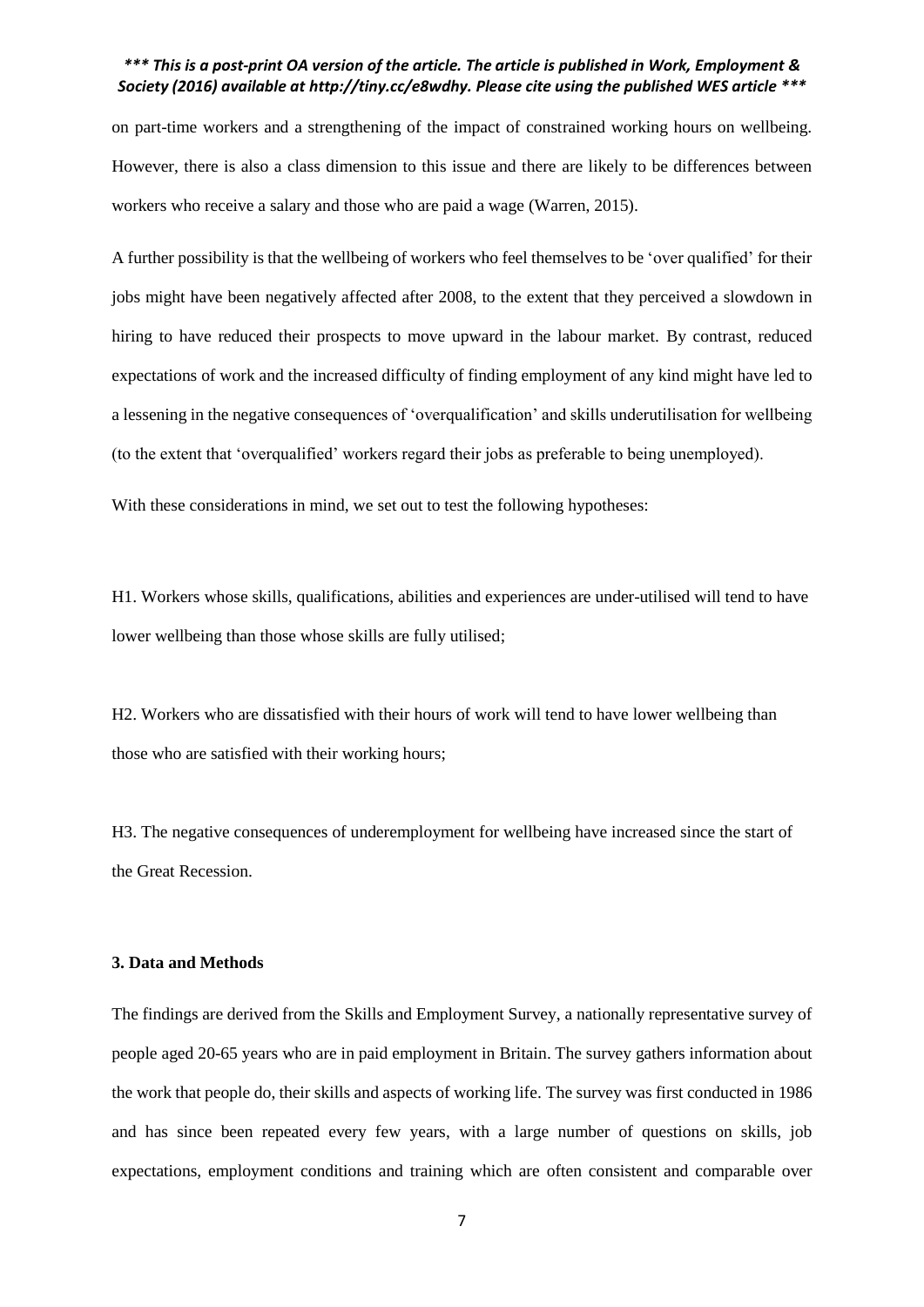on part-time workers and a strengthening of the impact of constrained working hours on wellbeing. However, there is also a class dimension to this issue and there are likely to be differences between workers who receive a salary and those who are paid a wage (Warren, 2015).

A further possibility is that the wellbeing of workers who feel themselves to be 'over qualified' for their jobs might have been negatively affected after 2008, to the extent that they perceived a slowdown in hiring to have reduced their prospects to move upward in the labour market. By contrast, reduced expectations of work and the increased difficulty of finding employment of any kind might have led to a lessening in the negative consequences of 'overqualification' and skills underutilisation for wellbeing (to the extent that 'overqualified' workers regard their jobs as preferable to being unemployed).

With these considerations in mind, we set out to test the following hypotheses:

H1. Workers whose skills, qualifications, abilities and experiences are under-utilised will tend to have lower wellbeing than those whose skills are fully utilised;

H2. Workers who are dissatisfied with their hours of work will tend to have lower wellbeing than those who are satisfied with their working hours;

H3. The negative consequences of underemployment for wellbeing have increased since the start of the Great Recession.

### 3. Data and Methods

The findings are derived from the Skills and Employment Survey, a nationally representative survey of people aged 20-65 years who are in paid employment in Britain. The survey gathers information about the work that people do, their skills and aspects of working life. The survey was first conducted in 1986 and has since been repeated every few years, with a large number of questions on skills, job expectations, employment conditions and training which are often consistent and comparable over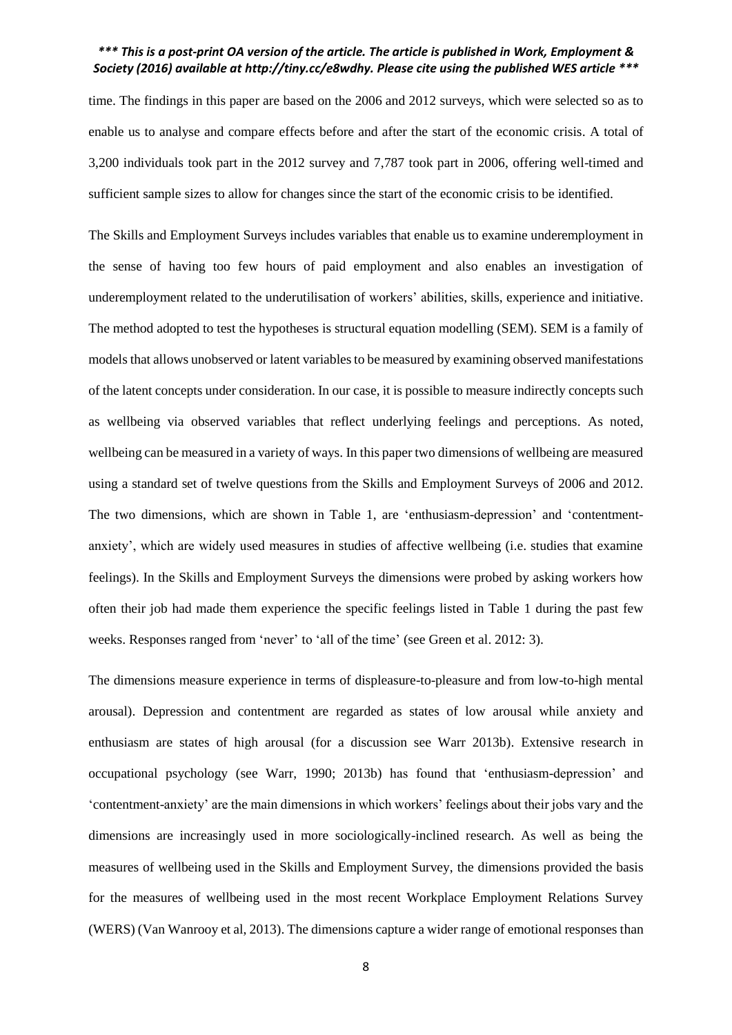time. The findings in this paper are based on the 2006 and 2012 surveys, which were selected so as to enable us to analyse and compare effects before and after the start of the economic crisis. A total of 3,200 individuals took part in the 2012 survey and 7,787 took part in 2006, offering well-timed and sufficient sample sizes to allow for changes since the start of the economic crisis to be identified.

The Skills and Employment Surveys includes variables that enable us to examine underemployment in the sense of having too few hours of paid employment and also enables an investigation of underemployment related to the underutilisation of workers' abilities, skills, experience and initiative. The method adopted to test the hypotheses is structural equation modelling (SEM). SEM is a family of models that allows unobserved or latent variables to be measured by examining observed manifestations of the latent concepts under consideration. In our case, it is possible to measure indirectly concepts such as wellbeing via observed variables that reflect underlying feelings and perceptions. As noted, wellbeing can be measured in a variety of ways. In this paper two dimensions of wellbeing are measured using a standard set of twelve questions from the Skills and Employment Surveys of 2006 and 2012. The two dimensions, which are shown in Table 1, are 'enthusiasm-depression' and 'contentment-anxiety', which are widely used measures in studies of affective wellbeing (i.e. studies that examine feelings). In the Skills and Employment Surveys the dimensions were probed by asking workers how often their job had made them experience the specific feelings listed in Table 1 during the past few weeks. Responses ranged from 'never' to 'all of the time' (see Green et al. 2012: 3).

The dimensions measure experience in terms of displeasure-to-pleasure and from low-to-high mental arousal). Depression and contentment are regarded as states of low arousal while anxiety and enthusiasm are states of high arousal (for a discussion see Warr 2013b). Extensive research in occupational psychology (see Warr, 1990; 2013b) has found that 'enthusiasm-depression' and 'contentment-anxiety' are the main dimensions in which workers' feelings about their jobs vary and the dimensions are increasingly used in more sociologically-inclined research. As well as being the measures of wellbeing used in the Skills and Employment Survey, the dimensions provided the basis for the measures of wellbeing used in the most recent Workplace Employment Relations Survey (WERS) (Van Wanrooy et al, 2013). The dimensions capture a wider range of emotional responses than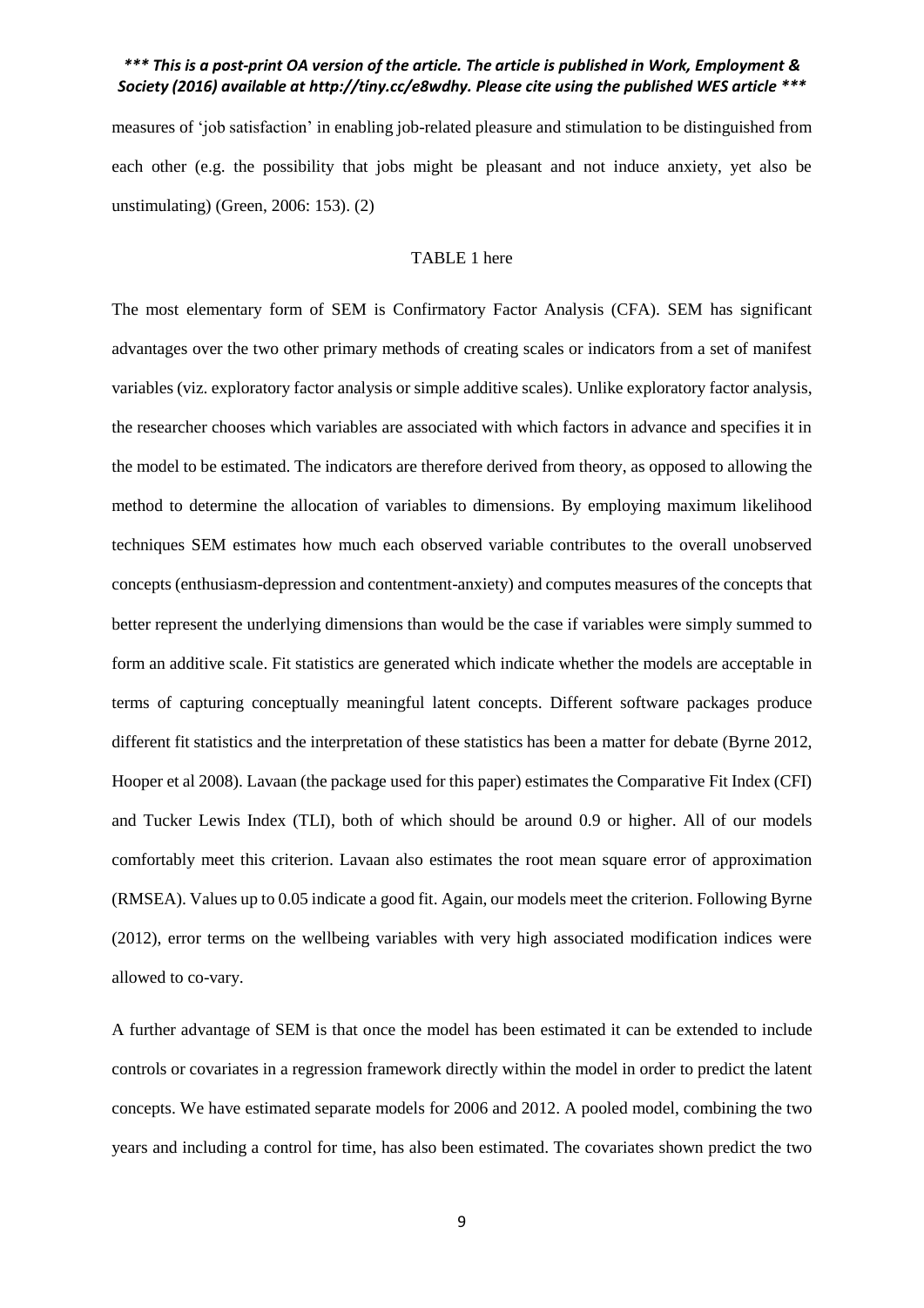measures of 'job satisfaction' in enabling job-related pleasure and stimulation to be distinguished from each other (e.g. the possibility that jobs might be pleasant and not induce anxiety, yet also be unstimulating) (Green, 2006: 153). (2)

TABLE 1 here

The most elementary form of SEM is Confirmatory Factor Analysis (CFA). SEM has significant advantages over the two other primary methods of creating scales or indicators from a set of manifest variables (viz. exploratory factor analysis or simple additive scales). Unlike exploratory factor analysis, the researcher chooses which variables are associated with which factors in advance and specifies it in the model to be estimated. The indicators are therefore derived from theory, as opposed to allowing the method to determine the allocation of variables to dimensions. By employing maximum likelihood techniques SEM estimates how much each observed variable contributes to the overall unobserved concepts (enthusiasm-depression and contentment-anxiety) and computes measures of the concepts that better represent the underlying dimensions than would be the case if variables were simply summed to form an additive scale. Fit statistics are generated which indicate whether the models are acceptable in terms of capturing conceptually meaningful latent concepts. Different software packages produce different fit statistics and the interpretation of these statistics has been a matter for debate (Byrne 2012, Hooper et al 2008). Lavaan (the package used for this paper) estimates the Comparative Fit Index (CFI) and Tucker Lewis Index (TLI), both of which should be around 0.9 or higher. All of our models comfortably meet this criterion. Lavaan also estimates the root mean square error of approximation (RMSEA). Values up to 0.05 indicate a good fit. Again, our models meet the criterion. Following Byrne (2012), error terms on the wellbeing variables with very high associated modification indices were allowed to co-vary.

A further advantage of SEM is that once the model has been estimated it can be extended to include controls or covariates in a regression framework directly within the model in order to predict the latent concepts. We have estimated separate models for 2006 and 2012. A pooled model, combining the two years and including a control for time, has also been estimated. The covariates shown predict the two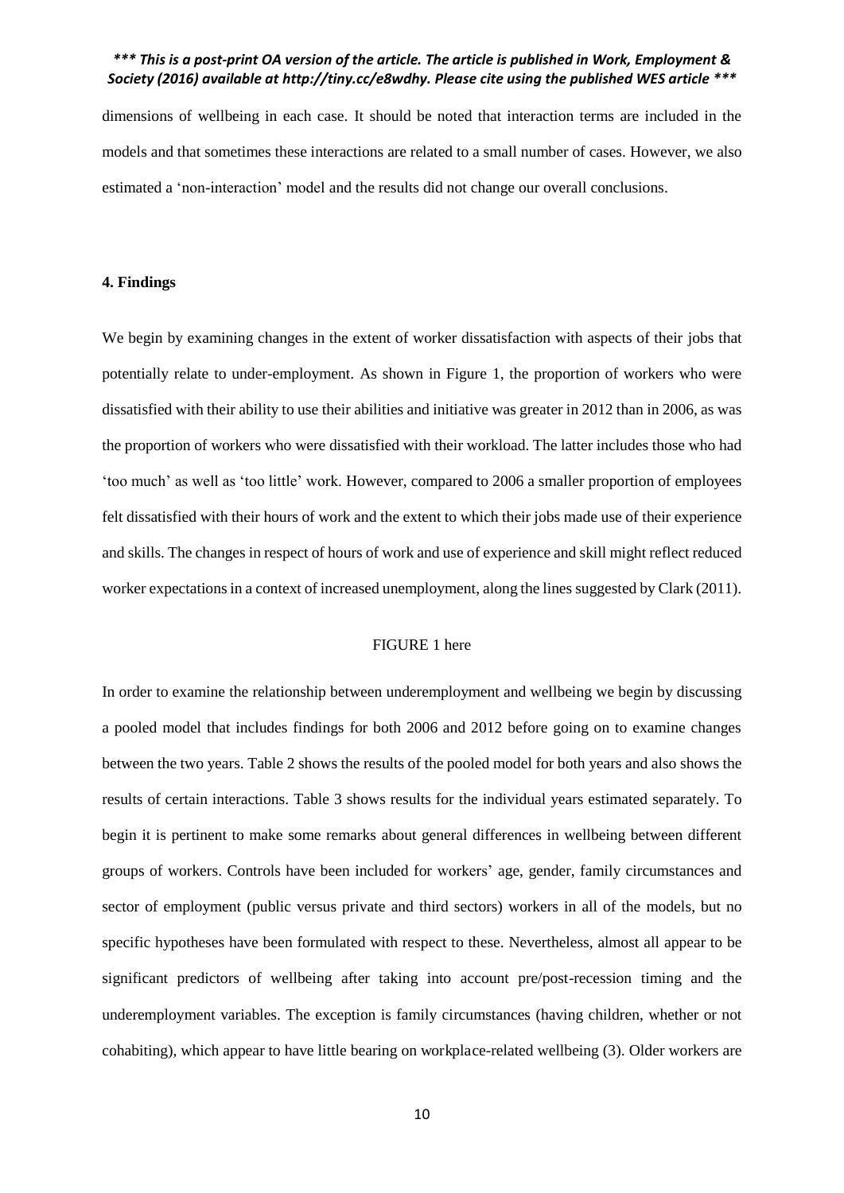dimensions of wellbeing in each case. It should be noted that interaction terms are included in the models and that sometimes these interactions are related to a small number of cases. However, we also estimated a 'non-interaction' model and the results did not change our overall conclusions.

## 4. Findings

We begin by examining changes in the extent of worker dissatisfaction with aspects of their jobs that potentially relate to under-employment. As shown in Figure 1, the proportion of workers who were dissatisfied with their ability to use their abilities and initiative was greater in 2012 than in 2006, as was the proportion of workers who were dissatisfied with their workload. The latter includes those who had 'too much' as well as 'too little' work. However, compared to 2006 a smaller proportion of employees felt dissatisfied with their hours of work and the extent to which their jobs made use of their experience and skills. The changes in respect of hours of work and use of experience and skill might reflect reduced worker expectations in a context of increased unemployment, along the lines suggested by Clark (2011).

FIGURE 1 here

In order to examine the relationship between underemployment and wellbeing we begin by discussing a pooled model that includes findings for both 2006 and 2012 before going on to examine changes between the two years. Table 2 shows the results of the pooled model for both years and also shows the results of certain interactions. Table 3 shows results for the individual years estimated separately. To begin it is pertinent to make some remarks about general differences in wellbeing between different groups of workers. Controls have been included for workers' age, gender, family circumstances and sector of employment (public versus private and third sectors) workers in all of the models, but no specific hypotheses have been formulated with respect to these. Nevertheless, almost all appear to be significant predictors of wellbeing after taking into account pre/post-recession timing and the underemployment variables. The exception is family circumstances (having children, whether or not cohabiting), which appear to have little bearing on workplace-related wellbeing (3). Older workers are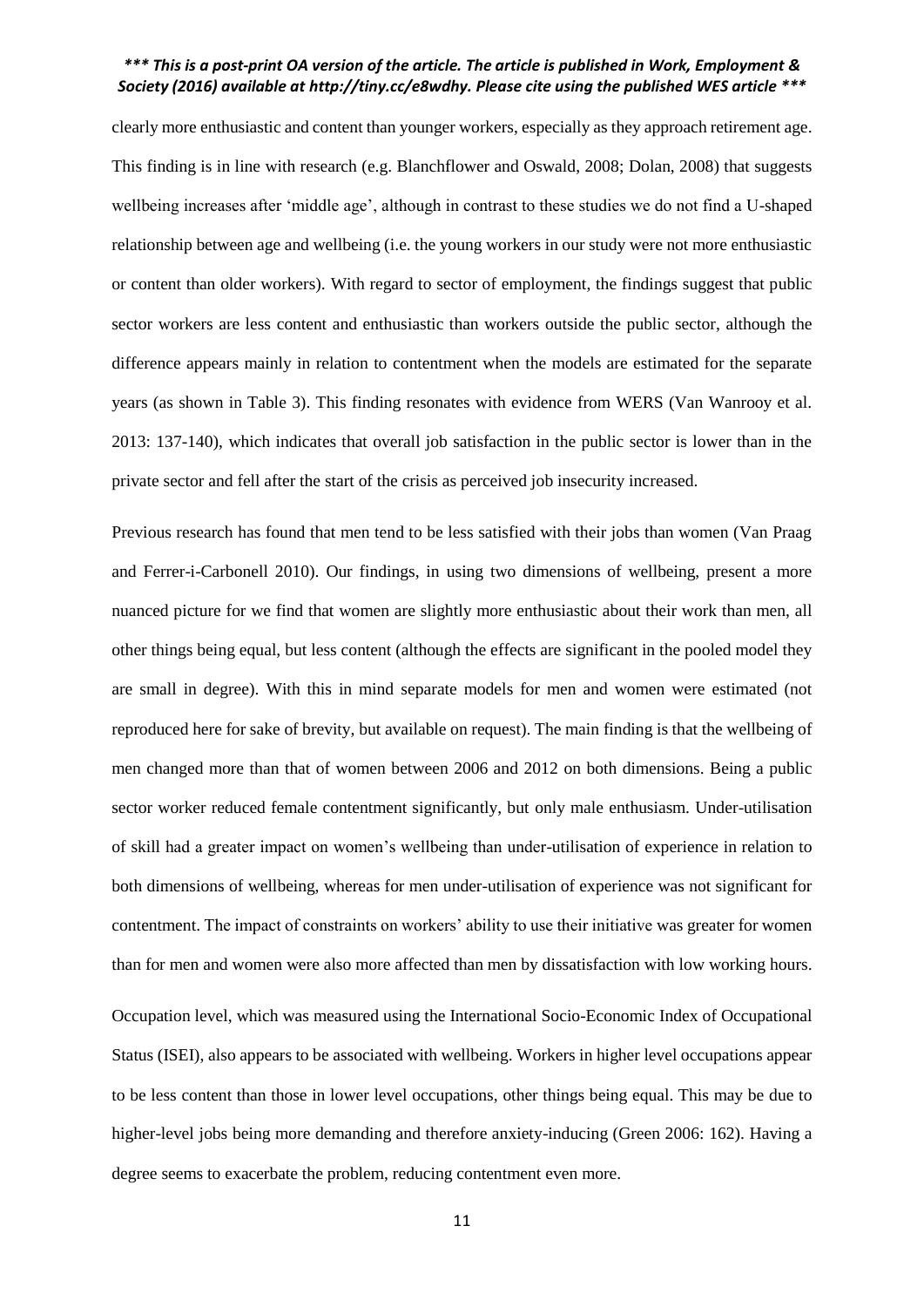clearly more enthusiastic and content than younger workers, especially as they approach retirement age. This finding is in line with research (e.g. Blanchflower and Oswald, 2008; Dolan, 2008) that suggests wellbeing increases after 'middle age', although in contrast to these studies we do not find a U-shaped relationship between age and wellbeing (i.e. the young workers in our study were not more enthusiastic or content than older workers). With regard to sector of employment, the findings suggest that public sector workers are less content and enthusiastic than workers outside the public sector, although the difference appears mainly in relation to contentment when the models are estimated for the separate years (as shown in Table 3). This finding resonates with evidence from WERS (Van Wanrooy et al. 2013: 137-140), which indicates that overall job satisfaction in the public sector is lower than in the private sector and fell after the start of the crisis as perceived job insecurity increased.

Previous research has found that men tend to be less satisfied with their jobs than women (Van Praag and Ferrer-i-Carbonell 2010). Our findings, in using two dimensions of wellbeing, present a more nuanced picture for we find that women are slightly more enthusiastic about their work than men, all other things being equal, but less content (although the effects are significant in the pooled model they are small in degree). With this in mind separate models for men and women were estimated (not reproduced here for sake of brevity, but available on request). The main finding is that the wellbeing of men changed more than that of women between 2006 and 2012 on both dimensions. Being a public sector worker reduced female contentment significantly, but only male enthusiasm. Under-utilisation of skill had a greater impact on women's wellbeing than under-utilisation of experience in relation to both dimensions of wellbeing, whereas for men under-utilisation of experience was not significant for contentment. The impact of constraints on workers' ability to use their initiative was greater for women than for men and women were also more affected than men by dissatisfaction with low working hours.

Occupation level, which was measured using the International Socio-Economic Index of Occupational Status (ISEI), also appears to be associated with wellbeing. Workers in higher level occupations appear to be less content than those in lower level occupations, other things being equal. This may be due to higher-level jobs being more demanding and therefore anxiety-inducing (Green 2006: 162). Having a degree seems to exacerbate the problem, reducing contentment even more.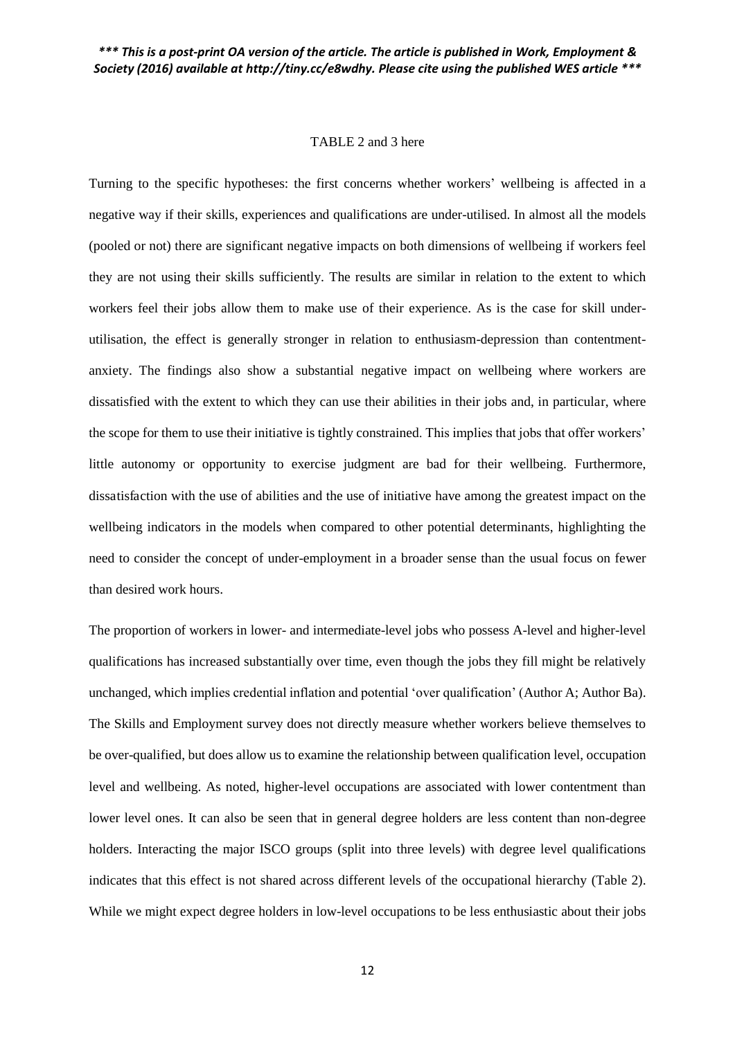TABLE 2 and 3 here

Turning to the specific hypotheses: the first concerns whether workers' wellbeing is affected in a negative way if their skills, experiences and qualifications are under-utilised. In almost all the models (pooled or not) there are significant negative impacts on both dimensions of wellbeing if workers feel they are not using their skills sufficiently. The results are similar in relation to the extent to which workers feel their jobs allow them to make use of their experience. As is the case for skill under-utilisation, the effect is generally stronger in relation to enthusiasm-depression than contentment-anxiety. The findings also show a substantial negative impact on wellbeing where workers are dissatisfied with the extent to which they can use their abilities in their jobs and, in particular, where the scope for them to use their initiative is tightly constrained. This implies that jobs that offer workers' little autonomy or opportunity to exercise judgment are bad for their wellbeing. Furthermore, dissatisfaction with the use of abilities and the use of initiative have among the greatest impact on the wellbeing indicators in the models when compared to other potential determinants, highlighting the need to consider the concept of under-employment in a broader sense than the usual focus on fewer than desired work hours.

The proportion of workers in lower- and intermediate-level jobs who possess A-level and higher-level qualifications has increased substantially over time, even though the jobs they fill might be relatively unchanged, which implies credential inflation and potential 'over qualification' (Author A; Author Ba). The Skills and Employment survey does not directly measure whether workers believe themselves to be over-qualified, but does allow us to examine the relationship between qualification level, occupation level and wellbeing. As noted, higher-level occupations are associated with lower contentment than lower level ones. It can also be seen that in general degree holders are less content than non-degree holders. Interacting the major ISCO groups (split into three levels) with degree level qualifications indicates that this effect is not shared across different levels of the occupational hierarchy (Table 2). While we might expect degree holders in low-level occupations to be less enthusiastic about their jobs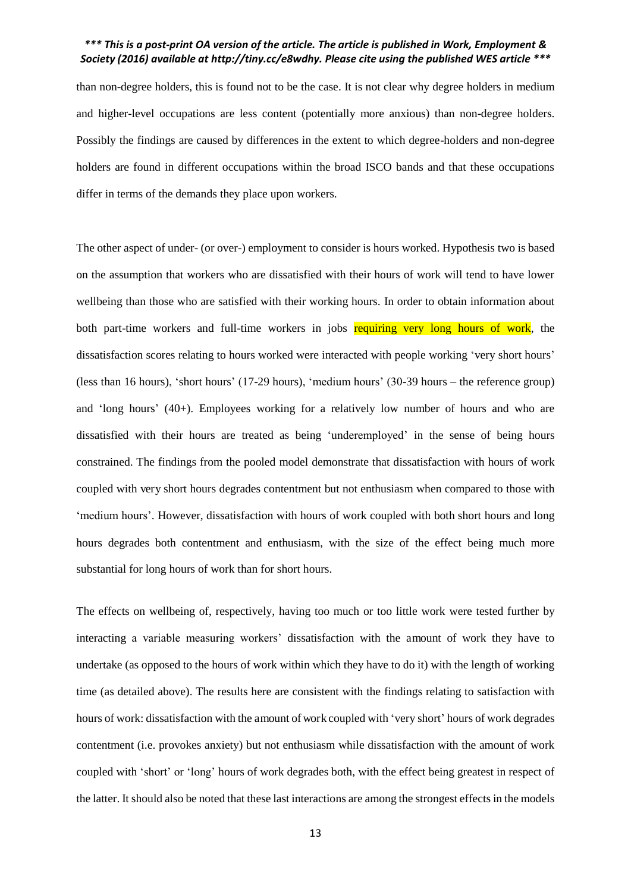than non-degree holders, this is found not to be the case. It is not clear why degree holders in medium and higher-level occupations are less content (potentially more anxious) than non-degree holders. Possibly the findings are caused by differences in the extent to which degree-holders and non-degree holders are found in different occupations within the broad ISCO bands and that these occupations differ in terms of the demands they place upon workers.

The other aspect of under- (or over-) employment to consider is hours worked. Hypothesis two is based on the assumption that workers who are dissatisfied with their hours of work will tend to have lower wellbeing than those who are satisfied with their working hours. In order to obtain information about both part-time workers and full-time workers in jobs requiring very long hours of work, the dissatisfaction scores relating to hours worked were interacted with people working 'very short hours' (less than 16 hours), 'short hours' (17-29 hours), 'medium hours' (30-39 hours – the reference group) and 'long hours' (40+). Employees working for a relatively low number of hours and who are dissatisfied with their hours are treated as being 'underemployed' in the sense of being hours constrained. The findings from the pooled model demonstrate that dissatisfaction with hours of work coupled with very short hours degrades contentment but not enthusiasm when compared to those with 'medium hours'. However, dissatisfaction with hours of work coupled with both short hours and long hours degrades both contentment and enthusiasm, with the size of the effect being much more substantial for long hours of work than for short hours.

The effects on wellbeing of, respectively, having too much or too little work were tested further by interacting a variable measuring workers' dissatisfaction with the amount of work they have to undertake (as opposed to the hours of work within which they have to do it) with the length of working time (as detailed above). The results here are consistent with the findings relating to satisfaction with hours of work: dissatisfaction with the amount of work coupled with 'very short' hours of work degrades contentment (i.e. provokes anxiety) but not enthusiasm while dissatisfaction with the amount of work coupled with 'short' or 'long' hours of work degrades both, with the effect being greatest in respect of the latter. It should also be noted that these last interactions are among the strongest effects in the models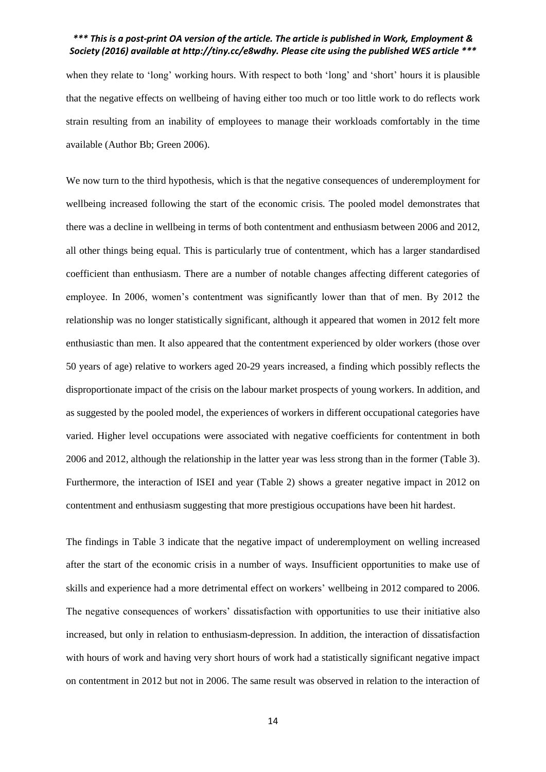when they relate to 'long' working hours. With respect to both 'long' and 'short' hours it is plausible that the negative effects on wellbeing of having either too much or too little work to do reflects work strain resulting from an inability of employees to manage their workloads comfortably in the time available (Author Bb; Green 2006).

We now turn to the third hypothesis, which is that the negative consequences of underemployment for wellbeing increased following the start of the economic crisis. The pooled model demonstrates that there was a decline in wellbeing in terms of both contentment and enthusiasm between 2006 and 2012, all other things being equal. This is particularly true of contentment, which has a larger standardised coefficient than enthusiasm. There are a number of notable changes affecting different categories of employee. In 2006, women's contentment was significantly lower than that of men. By 2012 the relationship was no longer statistically significant, although it appeared that women in 2012 felt more enthusiastic than men. It also appeared that the contentment experienced by older workers (those over 50 years of age) relative to workers aged 20-29 years increased, a finding which possibly reflects the disproportionate impact of the crisis on the labour market prospects of young workers. In addition, and as suggested by the pooled model, the experiences of workers in different occupational categories have varied. Higher level occupations were associated with negative coefficients for contentment in both 2006 and 2012, although the relationship in the latter year was less strong than in the former (Table 3). Furthermore, the interaction of ISEI and year (Table 2) shows a greater negative impact in 2012 on contentment and enthusiasm suggesting that more prestigious occupations have been hit hardest.

The findings in Table 3 indicate that the negative impact of underemployment on welling increased after the start of the economic crisis in a number of ways. Insufficient opportunities to make use of skills and experience had a more detrimental effect on workers' wellbeing in 2012 compared to 2006. The negative consequences of workers' dissatisfaction with opportunities to use their initiative also increased, but only in relation to enthusiasm-depression. In addition, the interaction of dissatisfaction with hours of work and having very short hours of work had a statistically significant negative impact on contentment in 2012 but not in 2006. The same result was observed in relation to the interaction of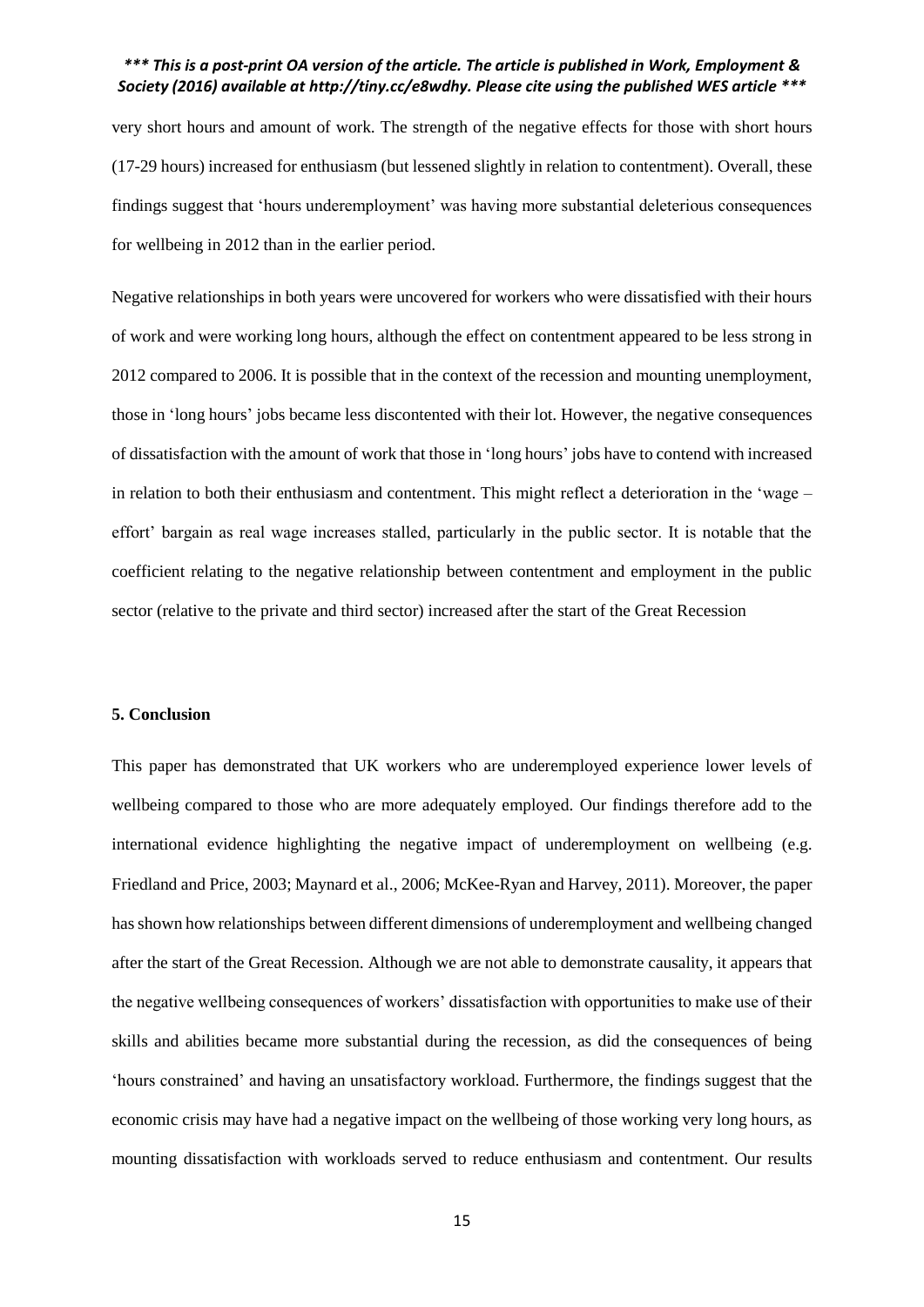very short hours and amount of work. The strength of the negative effects for those with short hours (17-29 hours) increased for enthusiasm (but lessened slightly in relation to contentment). Overall, these findings suggest that 'hours underemployment' was having more substantial deleterious consequences for wellbeing in 2012 than in the earlier period.

Negative relationships in both years were uncovered for workers who were dissatisfied with their hours of work and were working long hours, although the effect on contentment appeared to be less strong in 2012 compared to 2006. It is possible that in the context of the recession and mounting unemployment, those in 'long hours' jobs became less discontented with their lot. However, the negative consequences of dissatisfaction with the amount of work that those in 'long hours' jobs have to contend with increased in relation to both their enthusiasm and contentment. This might reflect a deterioration in the 'wage – effort' bargain as real wage increases stalled, particularly in the public sector. It is notable that the coefficient relating to the negative relationship between contentment and employment in the public sector (relative to the private and third sector) increased after the start of the Great Recession

## 5. Conclusion

This paper has demonstrated that UK workers who are underemployed experience lower levels of wellbeing compared to those who are more adequately employed. Our findings therefore add to the international evidence highlighting the negative impact of underemployment on wellbeing (e.g. Friedland and Price, 2003; Maynard et al., 2006; McKee-Ryan and Harvey, 2011). Moreover, the paper has shown how relationships between different dimensions of underemployment and wellbeing changed after the start of the Great Recession. Although we are not able to demonstrate causality, it appears that the negative wellbeing consequences of workers' dissatisfaction with opportunities to make use of their skills and abilities became more substantial during the recession, as did the consequences of being 'hours constrained' and having an unsatisfactory workload. Furthermore, the findings suggest that the economic crisis may have had a negative impact on the wellbeing of those working very long hours, as mounting dissatisfaction with workloads served to reduce enthusiasm and contentment. Our results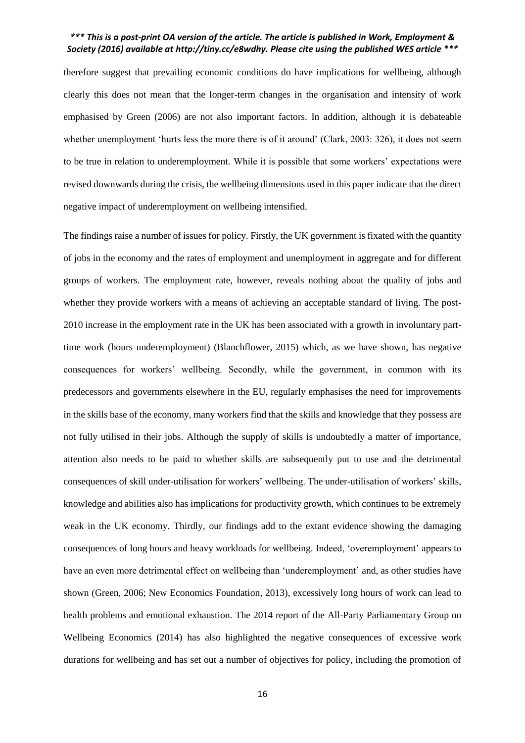therefore suggest that prevailing economic conditions do have implications for wellbeing, although clearly this does not mean that the longer-term changes in the organisation and intensity of work emphasised by Green (2006) are not also important factors. In addition, although it is debateable whether unemployment 'hurts less the more there is of it around' (Clark, 2003: 326), it does not seem to be true in relation to underemployment. While it is possible that some workers' expectations were revised downwards during the crisis, the wellbeing dimensions used in this paper indicate that the direct negative impact of underemployment on wellbeing intensified.

The findings raise a number of issues for policy. Firstly, the UK government is fixated with the quantity of jobs in the economy and the rates of employment and unemployment in aggregate and for different groups of workers. The employment rate, however, reveals nothing about the quality of jobs and whether they provide workers with a means of achieving an acceptable standard of living. The post-2010 increase in the employment rate in the UK has been associated with a growth in involuntary part-time work (hours underemployment) (Blanchflower, 2015) which, as we have shown, has negative consequences for workers' wellbeing. Secondly, while the government, in common with its predecessors and governments elsewhere in the EU, regularly emphasises the need for improvements in the skills base of the economy, many workers find that the skills and knowledge that they possess are not fully utilised in their jobs. Although the supply of skills is undoubtedly a matter of importance, attention also needs to be paid to whether skills are subsequently put to use and the detrimental consequences of skill under-utilisation for workers' wellbeing. The under-utilisation of workers' skills, knowledge and abilities also has implications for productivity growth, which continues to be extremely weak in the UK economy. Thirdly, our findings add to the extant evidence showing the damaging consequences of long hours and heavy workloads for wellbeing. Indeed, 'overemployment' appears to have an even more detrimental effect on wellbeing than 'underemployment' and, as other studies have shown (Green, 2006; New Economics Foundation, 2013), excessively long hours of work can lead to health problems and emotional exhaustion. The 2014 report of the All-Party Parliamentary Group on Wellbeing Economics (2014) has also highlighted the negative consequences of excessive work durations for wellbeing and has set out a number of objectives for policy, including the promotion of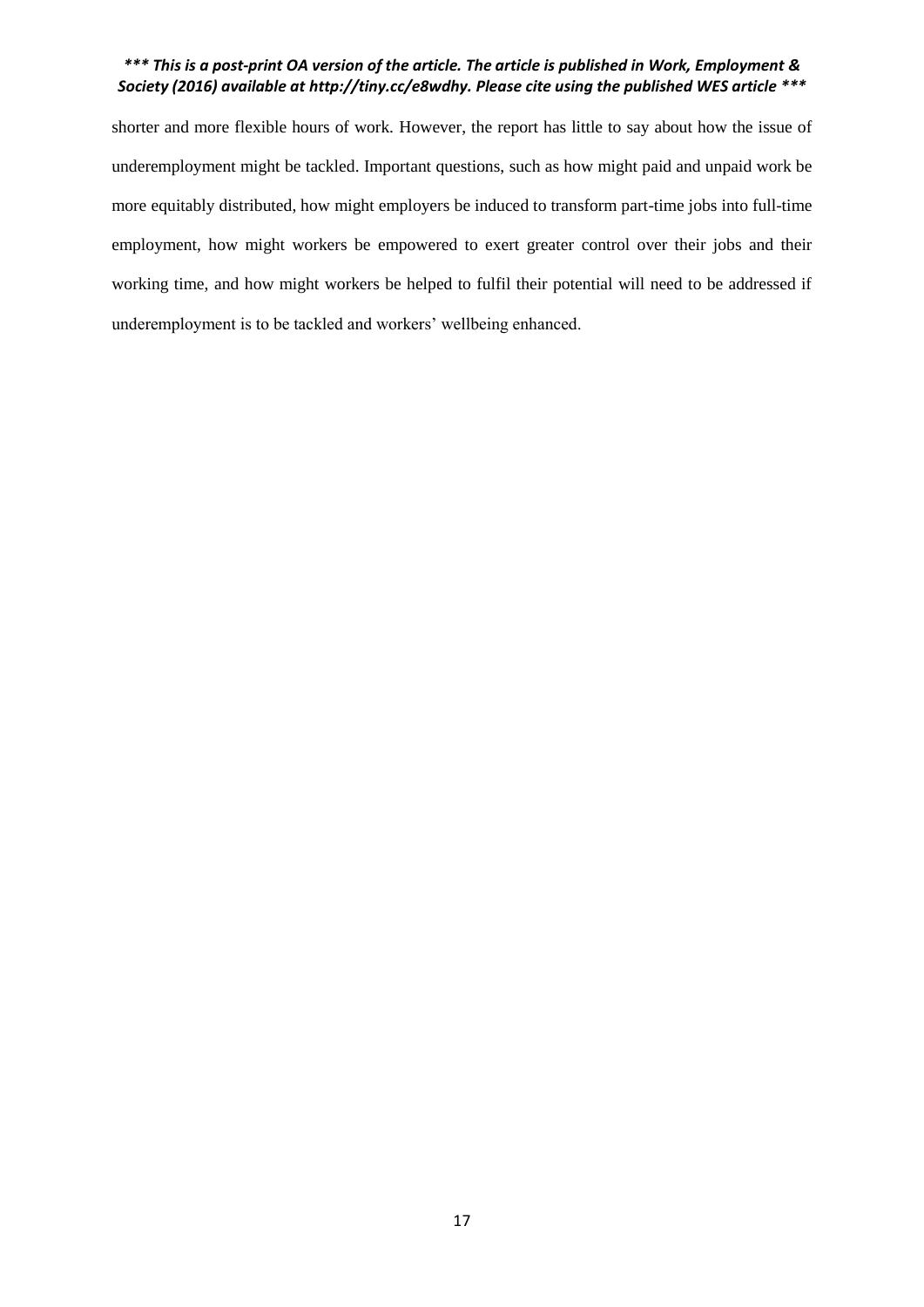shorter and more flexible hours of work. However, the report has little to say about how the issue of underemployment might be tackled. Important questions, such as how might paid and unpaid work be more equitably distributed, how might employers be induced to transform part-time jobs into full-time employment, how might workers be empowered to exert greater control over their jobs and their working time, and how might workers be helped to fulfil their potential will need to be addressed if underemployment is to be tackled and workers' wellbeing enhanced.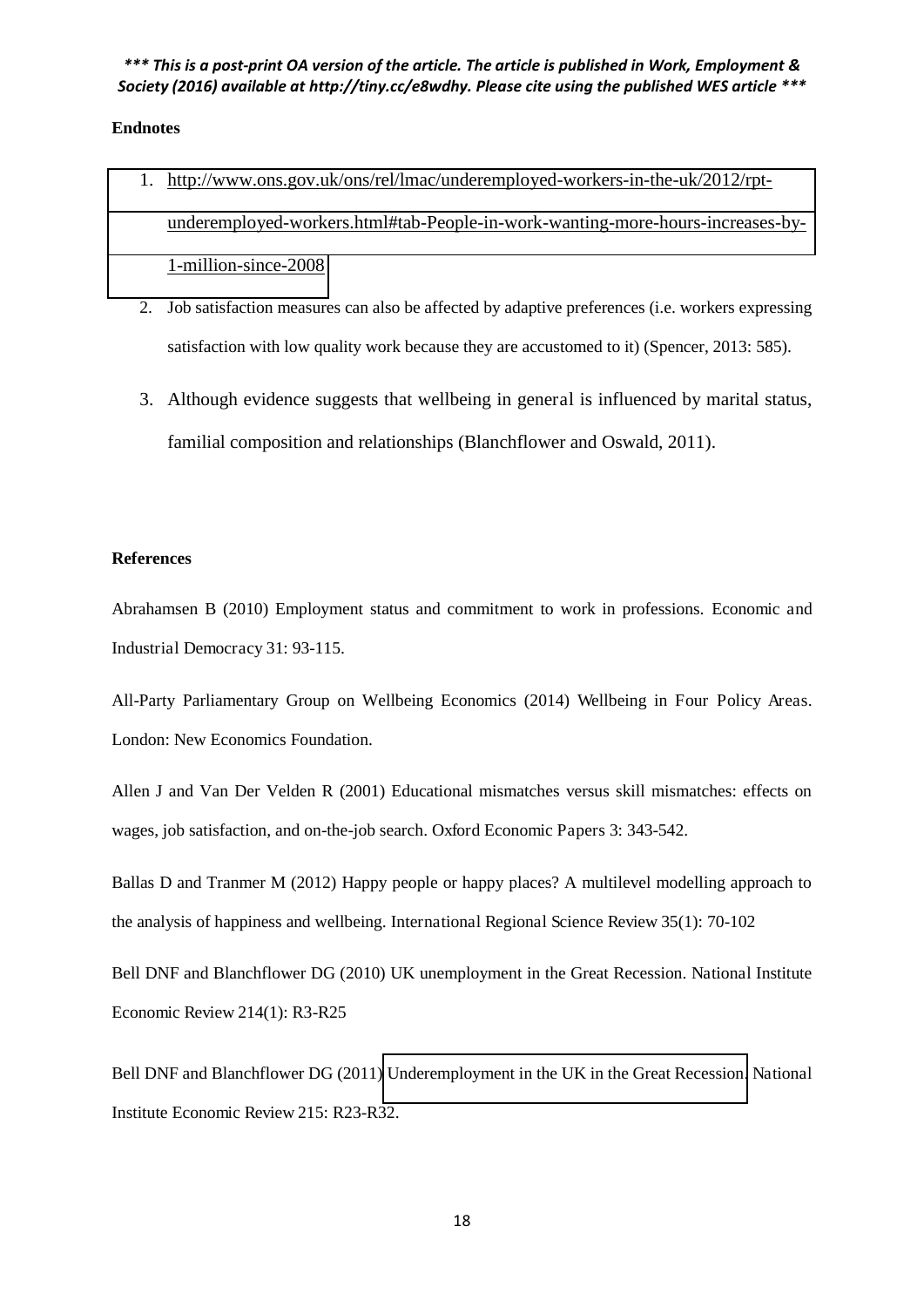**Endnotes**

1. http://www.ons.gov.uk/ons/rel/lmac/underemployed-workers-in-the-uk/2012/rpt-underemployed-workers.html#tab-People-in-work-wanting-more-hours-increases-by-1-million-since-2008
2. Job satisfaction measures can also be affected by adaptive preferences (i.e. workers expressing satisfaction with low quality work because they are accustomed to it) (Spencer, 2013: 585).
3. Although evidence suggests that wellbeing in general is influenced by marital status, familial composition and relationships (Blanchflower and Oswald, 2011).

**References**

Abrahamsen B (2010) Employment status and commitment to work in professions. Economic and Industrial Democracy 31: 93-115.

All-Party Parliamentary Group on Wellbeing Economics (2014) Wellbeing in Four Policy Areas. London: New Economics Foundation.

Allen J and Van Der Velden R (2001) Educational mismatches versus skill mismatches: effects on wages, job satisfaction, and on-the-job search. Oxford Economic Papers 3: 343-542.

Ballas D and Tranmer M (2012) Happy people or happy places? A multilevel modelling approach to the analysis of happiness and wellbeing. International Regional Science Review 35(1): 70-102

Bell DNF and Blanchflower DG (2010) UK unemployment in the Great Recession. National Institute Economic Review 214(1): R3-R25

Bell DNF and Blanchflower DG (2011) Underemployment in the UK in the Great Recession. National Institute Economic Review 215: R23-R32.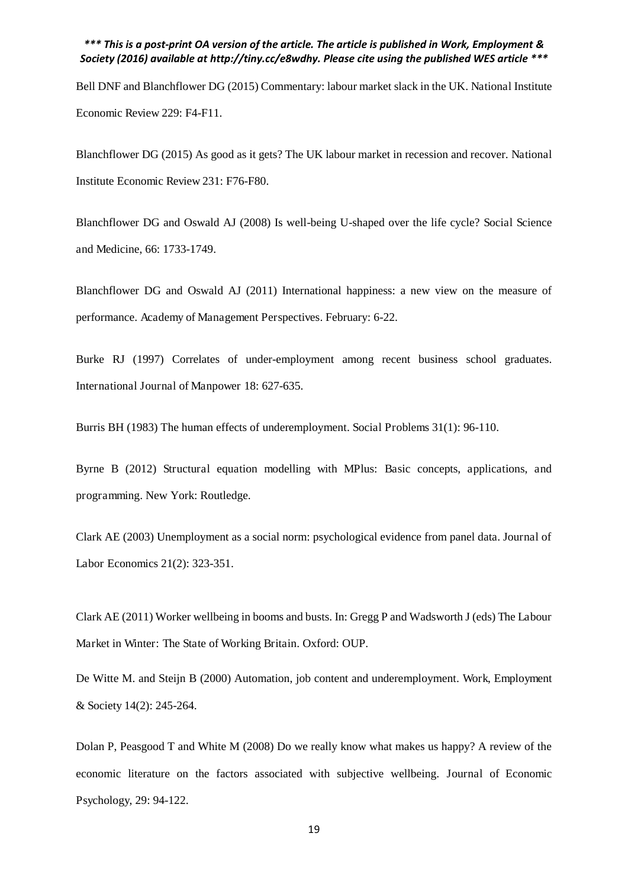Bell DNF and Blanchflower DG (2015) Commentary: labour market slack in the UK. National Institute Economic Review 229: F4-F11.

Blanchflower DG (2015) As good as it gets? The UK labour market in recession and recover. National Institute Economic Review 231: F76-F80.

Blanchflower DG and Oswald AJ (2008) Is well-being U-shaped over the life cycle? Social Science and Medicine, 66: 1733-1749.

Blanchflower DG and Oswald AJ (2011) International happiness: a new view on the measure of performance. Academy of Management Perspectives. February: 6-22.

Burke RJ (1997) Correlates of under-employment among recent business school graduates. International Journal of Manpower 18: 627-635.

Burris BH (1983) The human effects of underemployment. Social Problems 31(1): 96-110.

Byrne B (2012) Structural equation modelling with MPlus: Basic concepts, applications, and programming. New York: Routledge.

Clark AE (2003) Unemployment as a social norm: psychological evidence from panel data. Journal of Labor Economics 21(2): 323-351.

Clark AE (2011) Worker wellbeing in booms and busts. In: Gregg P and Wadsworth J (eds) The Labour Market in Winter: The State of Working Britain. Oxford: OUP.

De Witte M. and Steijn B (2000) Automation, job content and underemployment. Work, Employment & Society 14(2): 245-264.

Dolan P, Peasgood T and White M (2008) Do we really know what makes us happy? A review of the economic literature on the factors associated with subjective wellbeing. Journal of Economic Psychology, 29: 94-122.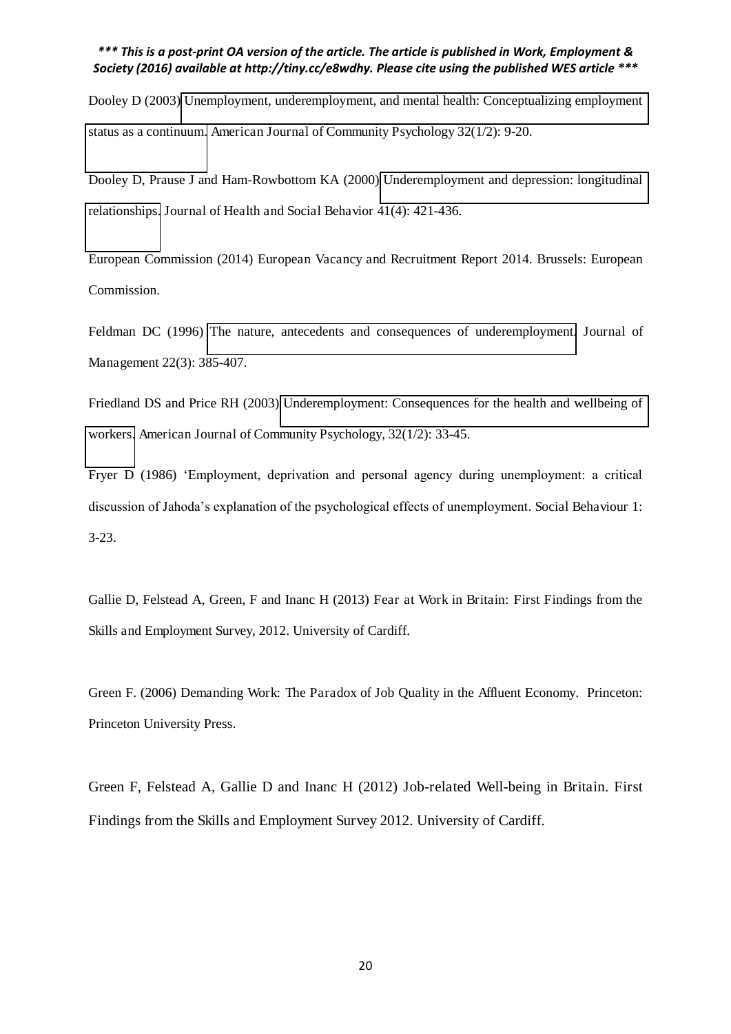Dooley D (2003) Unemployment, underemployment, and mental health: Conceptualizing employment status as a continuum. American Journal of Community Psychology 32(1/2): 9-20.

Dooley D, Prause J and Ham-Rowbottom KA (2000) Underemployment and depression: longitudinal relationships. Journal of Health and Social Behavior 41(4): 421-436.

European Commission (2014) European Vacancy and Recruitment Report 2014. Brussels: European Commission.

Feldman DC (1996) The nature, antecedents and consequences of underemployment. Journal of Management 22(3): 385-407.

Friedland DS and Price RH (2003) Underemployment: Consequences for the health and wellbeing of workers. American Journal of Community Psychology, 32(1/2): 33-45.

Fryer D (1986) 'Employment, deprivation and personal agency during unemployment: a critical discussion of Jahoda's explanation of the psychological effects of unemployment. Social Behaviour 1: 3-23.

Gallie D, Felstead A, Green, F and Inanc H (2013) Fear at Work in Britain: First Findings from the Skills and Employment Survey, 2012. University of Cardiff.

Green F. (2006) Demanding Work: The Paradox of Job Quality in the Affluent Economy. Princeton: Princeton University Press.

Green F, Felstead A, Gallie D and Inanc H (2012) Job-related Well-being in Britain. First Findings from the Skills and Employment Survey 2012. University of Cardiff.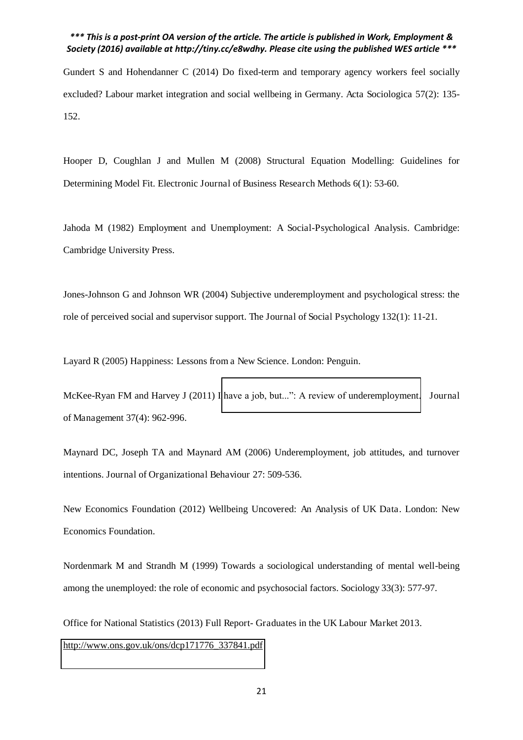Gundert S and Hohendanner C (2014) Do fixed-term and temporary agency workers feel socially excluded? Labour market integration and social wellbeing in Germany. Acta Sociologica 57(2): 135-152.

Hooper D, Coughlan J and Mullen M (2008) Structural Equation Modelling: Guidelines for Determining Model Fit. Electronic Journal of Business Research Methods 6(1): 53-60.

Jahoda M (1982) Employment and Unemployment: A Social-Psychological Analysis. Cambridge: Cambridge University Press.

Jones-Johnson G and Johnson WR (2004) Subjective underemployment and psychological stress: the role of perceived social and supervisor support. The Journal of Social Psychology 132(1): 11-21.

Layard R (2005) Happiness: Lessons from a New Science. London: Penguin.

McKee-Ryan FM and Harvey J (2011) I have a job, but...": A review of underemployment. Journal of Management 37(4): 962-996.

Maynard DC, Joseph TA and Maynard AM (2006) Underemployment, job attitudes, and turnover intentions. Journal of Organizational Behaviour 27: 509-536.

New Economics Foundation (2012) Wellbeing Uncovered: An Analysis of UK Data. London: New Economics Foundation.

Nordenmark M and Strandh M (1999) Towards a sociological understanding of mental well-being among the unemployed: the role of economic and psychosocial factors. Sociology 33(3): 577-97.

Office for National Statistics (2013) Full Report- Graduates in the UK Labour Market 2013. http://www.ons.gov.uk/ons/dcp171776_337841.pdf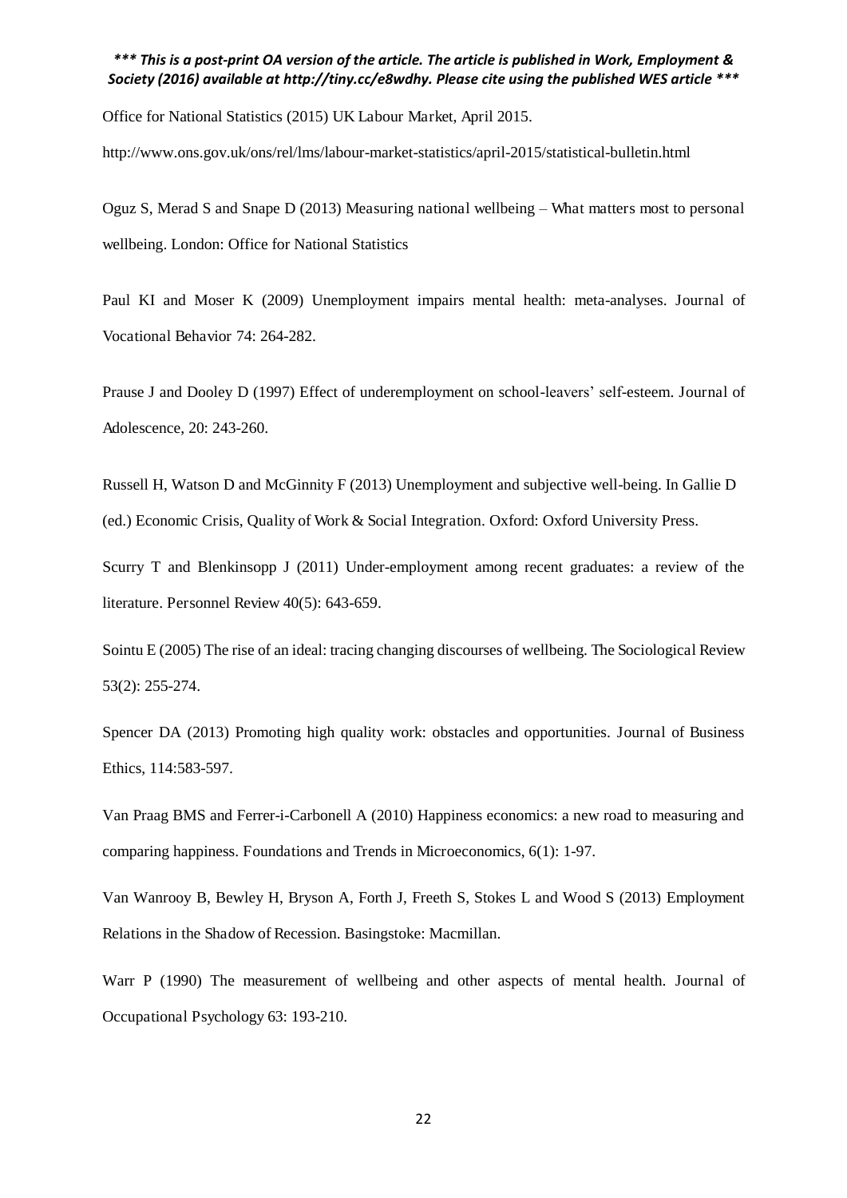Office for National Statistics (2015) UK Labour Market, April 2015. http://www.ons.gov.uk/ons/rel/lms/labour-market-statistics/april-2015/statistical-bulletin.html

Oguz S, Merad S and Snape D (2013) Measuring national wellbeing – What matters most to personal wellbeing. London: Office for National Statistics

Paul KI and Moser K (2009) Unemployment impairs mental health: meta-analyses. Journal of Vocational Behavior 74: 264-282.

Prause J and Dooley D (1997) Effect of underemployment on school-leavers' self-esteem. Journal of Adolescence, 20: 243-260.

Russell H, Watson D and McGinnity F (2013) Unemployment and subjective well-being. In Gallie D (ed.) Economic Crisis, Quality of Work & Social Integration. Oxford: Oxford University Press.

Scurry T and Blenkinsopp J (2011) Under-employment among recent graduates: a review of the literature. Personnel Review 40(5): 643-659.

Sointu E (2005) The rise of an ideal: tracing changing discourses of wellbeing. The Sociological Review 53(2): 255-274.

Spencer DA (2013) Promoting high quality work: obstacles and opportunities. Journal of Business Ethics, 114:583-597.

Van Praag BMS and Ferrer-i-Carbonell A (2010) Happiness economics: a new road to measuring and comparing happiness. Foundations and Trends in Microeconomics, 6(1): 1-97.

Van Wanrooy B, Bewley H, Bryson A, Forth J, Freeth S, Stokes L and Wood S (2013) Employment Relations in the Shadow of Recession. Basingstoke: Macmillan.

Warr P (1990) The measurement of wellbeing and other aspects of mental health. Journal of Occupational Psychology 63: 193-210.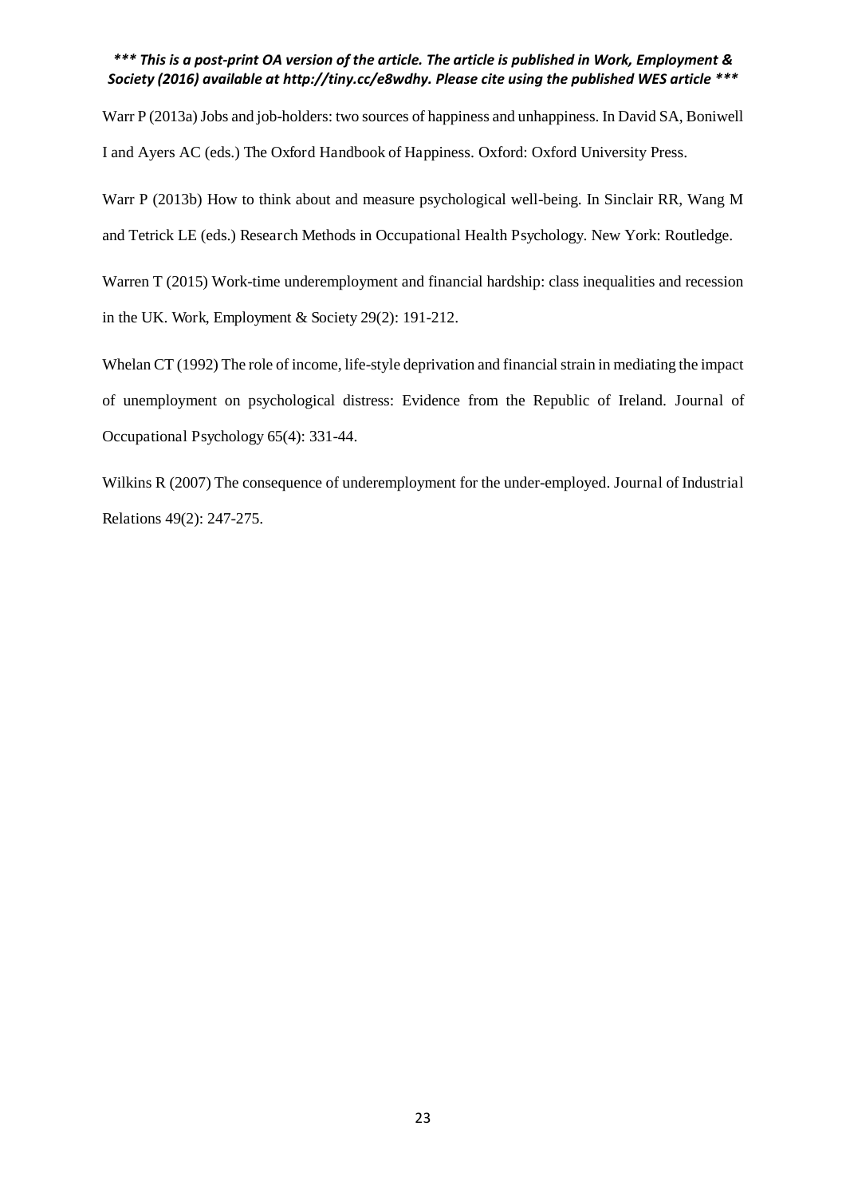Warr P (2013a) Jobs and job-holders: two sources of happiness and unhappiness. In David SA, Boniwell I and Ayers AC (eds.) The Oxford Handbook of Happiness. Oxford: Oxford University Press.

Warr P (2013b) How to think about and measure psychological well-being. In Sinclair RR, Wang M and Tetrick LE (eds.) Research Methods in Occupational Health Psychology. New York: Routledge.

Warren T (2015) Work-time underemployment and financial hardship: class inequalities and recession in the UK. Work, Employment & Society 29(2): 191-212.

Whelan CT (1992) The role of income, life-style deprivation and financial strain in mediating the impact of unemployment on psychological distress: Evidence from the Republic of Ireland. Journal of Occupational Psychology 65(4): 331-44.

Wilkins R (2007) The consequence of underemployment for the under-employed. Journal of Industrial Relations 49(2): 247-275.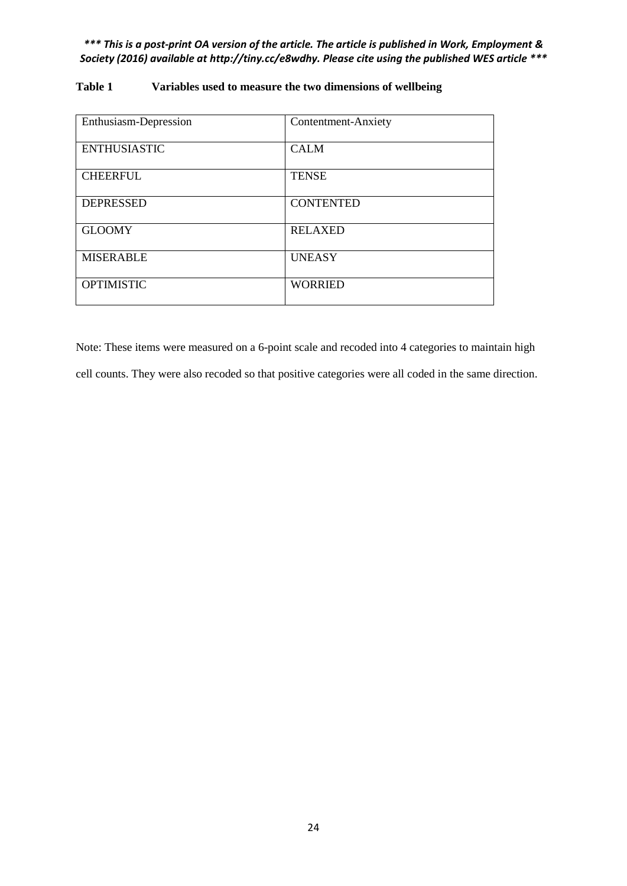**Table 1 Variables used to measure the two dimensions of wellbeing**

| Enthusiasm-Depression | Contentment-Anxiety |
| --- | --- |
| ENTHUSIASTIC | CALM |
| CHEERFUL | TENSE |
| DEPRESSED | CONTENTED |
| GLOOMY | RELAXED |
| MISERABLE | UNEASY |
| OPTIMISTIC | WORRIED |

Note: These items were measured on a 6-point scale and recoded into 4 categories to maintain high cell counts. They were also recoded so that positive categories were all coded in the same direction.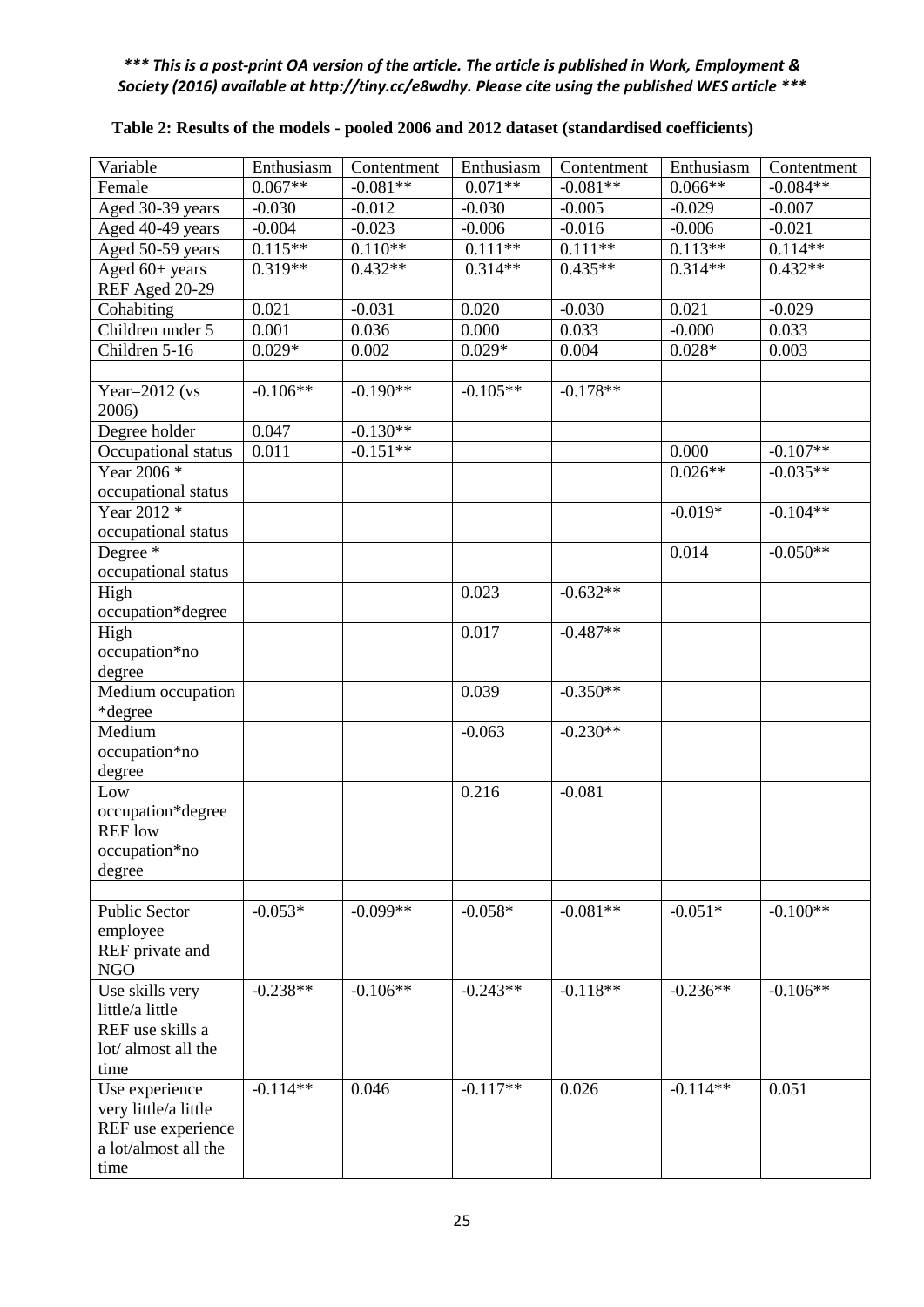*** This is a post-print OA version of the article. The article is published in Work, Employment & Society (2016) available at http://tiny.cc/e8wdhy. Please cite using the published WES article ***

**Table 2: Results of the models - pooled 2006 and 2012 dataset (standardised coefficients)**

| Variable | Enthusiasm | Contentment | Enthusiasm | Contentment | Enthusiasm | Contentment |
|---|---|---|---|---|---|---|
| Female | 0.067** | -0.081** | 0.071** | -0.081** | 0.066** | -0.084** |
| Aged 30-39 years | -0.030 | -0.012 | -0.030 | -0.005 | -0.029 | -0.007 |
| Aged 40-49 years | -0.004 | -0.023 | -0.006 | -0.016 | -0.006 | -0.021 |
| Aged 50-59 years | 0.115** | 0.110** | 0.111** | 0.111** | 0.113** | 0.114** |
| Aged 60+ years REF Aged 20-29 | 0.319** | 0.432** | 0.314** | 0.435** | 0.314** | 0.432** |
| Cohabiting | 0.021 | -0.031 | 0.020 | -0.030 | 0.021 | -0.029 |
| Children under 5 | 0.001 | 0.036 | 0.000 | 0.033 | -0.000 | 0.033 |
| Children 5-16 | 0.029* | 0.002 | 0.029* | 0.004 | 0.028* | 0.003 |
| | | | | | | |
| Year=2012 (vs 2006) | -0.106** | -0.190** | -0.105** | -0.178** | | |
| Degree holder | 0.047 | -0.130** | | | | |
| Occupational status | 0.011 | -0.151** | | | 0.000 | -0.107** |
| Year 2006 * occupational status | | | | | 0.026** | -0.035** |
| Year 2012 * occupational status | | | | | -0.019* | -0.104** |
| Degree * occupational status | | | | | 0.014 | -0.050** |
| High occupation*degree | | | 0.023 | -0.632** | | |
| High occupation*no degree | | | 0.017 | -0.487** | | |
| Medium occupation *degree | | | 0.039 | -0.350** | | |
| Medium occupation*no degree | | | -0.063 | -0.230** | | |
| Low occupation*degree REF low occupation*no degree | | | 0.216 | -0.081 | | |
| | | | | | | |
| Public Sector employee REF private and NGO | -0.053* | -0.099** | -0.058* | -0.081** | -0.051* | -0.100** |
| Use skills very little/a little REF use skills a lot/ almost all the time | -0.238** | -0.106** | -0.243** | -0.118** | -0.236** | -0.106** |
| Use experience very little/a little REF use experience a lot/almost all the time | -0.114** | 0.046 | -0.117** | 0.026 | -0.114** | 0.051 |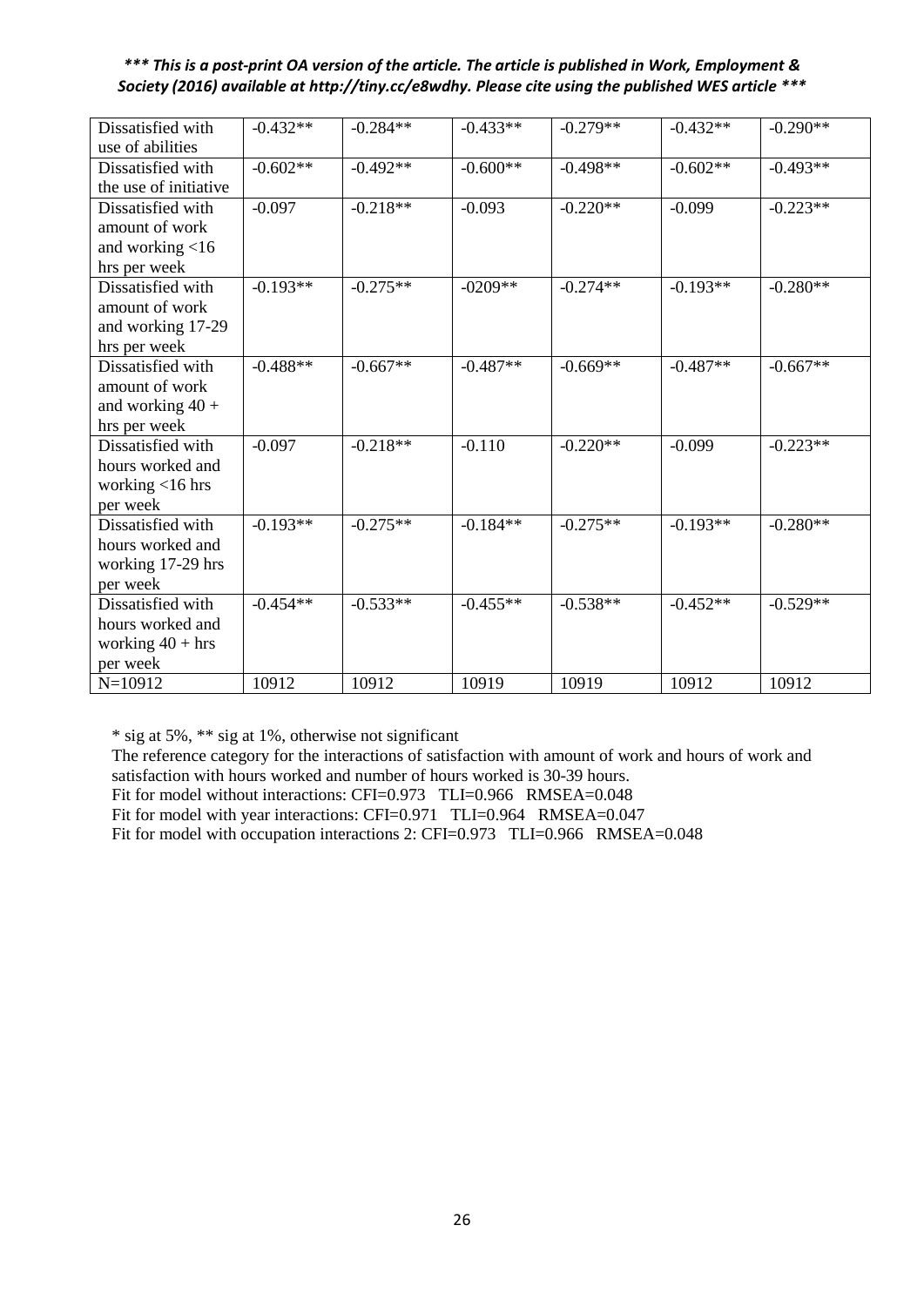*** This is a post-print OA version of the article. The article is published in Work, Employment & Society (2016) available at http://tiny.cc/e8wdhy. Please cite using the published WES article ***

| | | | | | | |
|---|---|---|---|---|---|---|
| Dissatisfied with use of abilities | -0.432** | -0.284** | -0.433** | -0.279** | -0.432** | -0.290** |
| Dissatisfied with the use of initiative | -0.602** | -0.492** | -0.600** | -0.498** | -0.602** | -0.493** |
| Dissatisfied with amount of work and working <16 hrs per week | -0.097 | -0.218** | -0.093 | -0.220** | -0.099 | -0.223** |
| Dissatisfied with amount of work and working 17-29 hrs per week | -0.193** | -0.275** | -0209** | -0.274** | -0.193** | -0.280** |
| Dissatisfied with amount of work and working 40 + hrs per week | -0.488** | -0.667** | -0.487** | -0.669** | -0.487** | -0.667** |
| Dissatisfied with hours worked and working <16 hrs per week | -0.097 | -0.218** | -0.110 | -0.220** | -0.099 | -0.223** |
| Dissatisfied with hours worked and working 17-29 hrs per week | -0.193** | -0.275** | -0.184** | -0.275** | -0.193** | -0.280** |
| Dissatisfied with hours worked and working 40 + hrs per week | -0.454** | -0.533** | -0.455** | -0.538** | -0.452** | -0.529** |
| N=10912 | 10912 | 10912 | 10919 | 10919 | 10912 | 10912 |

* sig at 5%, ** sig at 1%, otherwise not significant

The reference category for the interactions of satisfaction with amount of work and hours of work and satisfaction with hours worked and number of hours worked is 30-39 hours.

Fit for model without interactions: CFI=0.973 TLI=0.966 RMSEA=0.048

Fit for model with year interactions: CFI=0.971 TLI=0.964 RMSEA=0.047

Fit for model with occupation interactions 2: CFI=0.973 TLI=0.966 RMSEA=0.048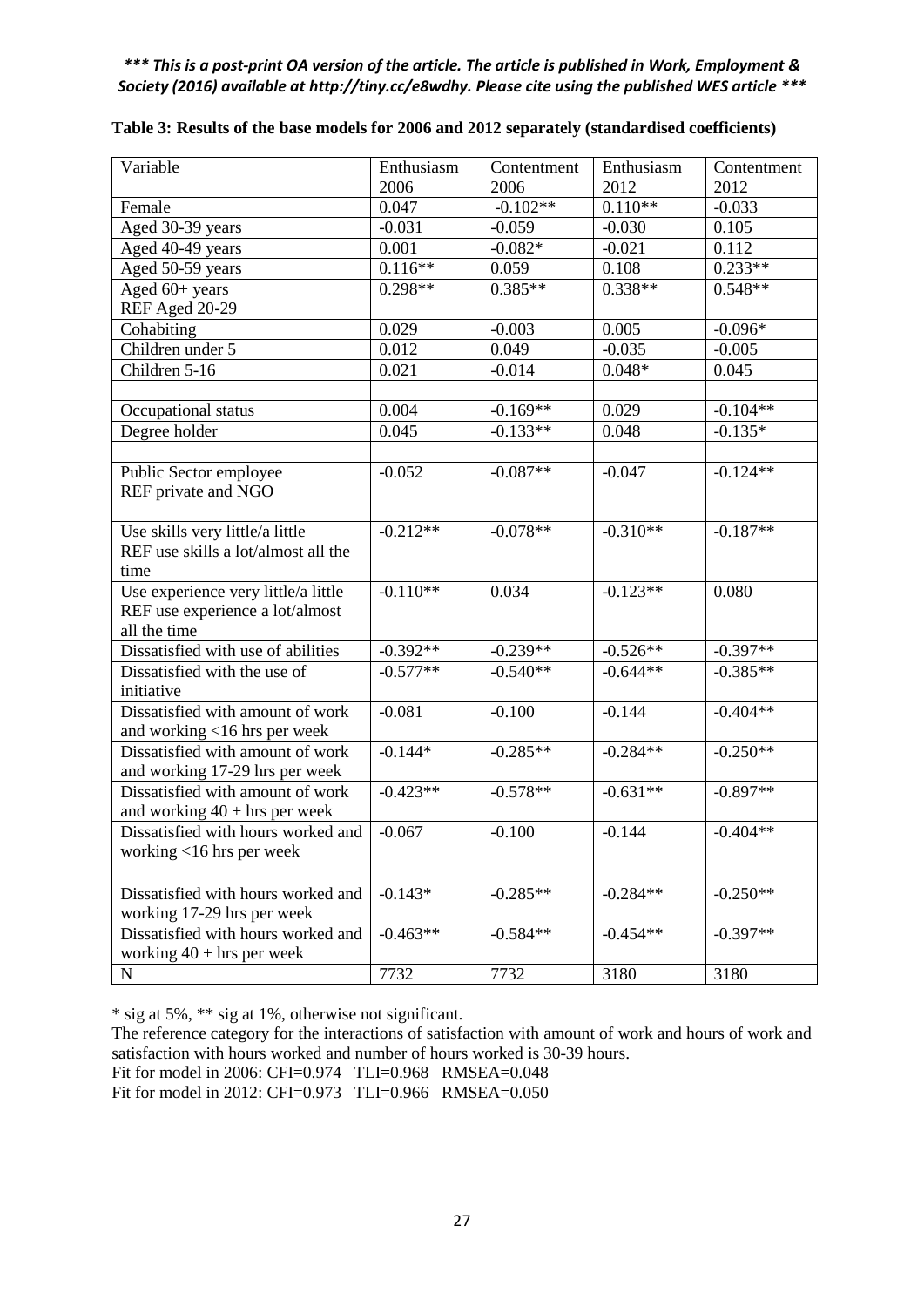***\*\*\* This is a post-print OA version of the article. The article is published in Work, Employment & Society (2016) available at http://tiny.cc/e8wdhy. Please cite using the published WES article \*\*\****

**Table 3: Results of the base models for 2006 and 2012 separately (standardised coefficients)**

| Variable | Enthusiasm 2006 | Contentment 2006 | Enthusiasm 2012 | Contentment 2012 |
|---|---|---|---|---|
| Female | 0.047 | -0.102** | 0.110** | -0.033 |
| Aged 30-39 years | -0.031 | -0.059 | -0.030 | 0.105 |
| Aged 40-49 years | 0.001 | -0.082* | -0.021 | 0.112 |
| Aged 50-59 years | 0.116** | 0.059 | 0.108 | 0.233** |
| Aged 60+ years<br>REF Aged 20-29 | 0.298** | 0.385** | 0.338** | 0.548** |
| Cohabiting | 0.029 | -0.003 | 0.005 | -0.096* |
| Children under 5 | 0.012 | 0.049 | -0.035 | -0.005 |
| Children 5-16 | 0.021 | -0.014 | 0.048* | 0.045 |
| | | | | |
| Occupational status | 0.004 | -0.169** | 0.029 | -0.104** |
| Degree holder | 0.045 | -0.133** | 0.048 | -0.135* |
| | | | | |
| Public Sector employee<br>REF private and NGO | -0.052 | -0.087** | -0.047 | -0.124** |
| Use skills very little/a little<br>REF use skills a lot/almost all the time | -0.212** | -0.078** | -0.310** | -0.187** |
| Use experience very little/a little<br>REF use experience a lot/almost all the time | -0.110** | 0.034 | -0.123** | 0.080 |
| Dissatisfied with use of abilities | -0.392** | -0.239** | -0.526** | -0.397** |
| Dissatisfied with the use of initiative | -0.577** | -0.540** | -0.644** | -0.385** |
| Dissatisfied with amount of work and working <16 hrs per week | -0.081 | -0.100 | -0.144 | -0.404** |
| Dissatisfied with amount of work and working 17-29 hrs per week | -0.144* | -0.285** | -0.284** | -0.250** |
| Dissatisfied with amount of work and working 40 + hrs per week | -0.423** | -0.578** | -0.631** | -0.897** |
| Dissatisfied with hours worked and working <16 hrs per week | -0.067 | -0.100 | -0.144 | -0.404** |
| Dissatisfied with hours worked and working 17-29 hrs per week | -0.143* | -0.285** | -0.284** | -0.250** |
| Dissatisfied with hours worked and working 40 + hrs per week | -0.463** | -0.584** | -0.454** | -0.397** |
| N | 7732 | 7732 | 3180 | 3180 |

\* sig at 5%, ** sig at 1%, otherwise not significant.

The reference category for the interactions of satisfaction with amount of work and hours of work and satisfaction with hours worked and number of hours worked is 30-39 hours.

Fit for model in 2006: CFI=0.974 TLI=0.968 RMSEA=0.048

Fit for model in 2012: CFI=0.973 TLI=0.966 RMSEA=0.050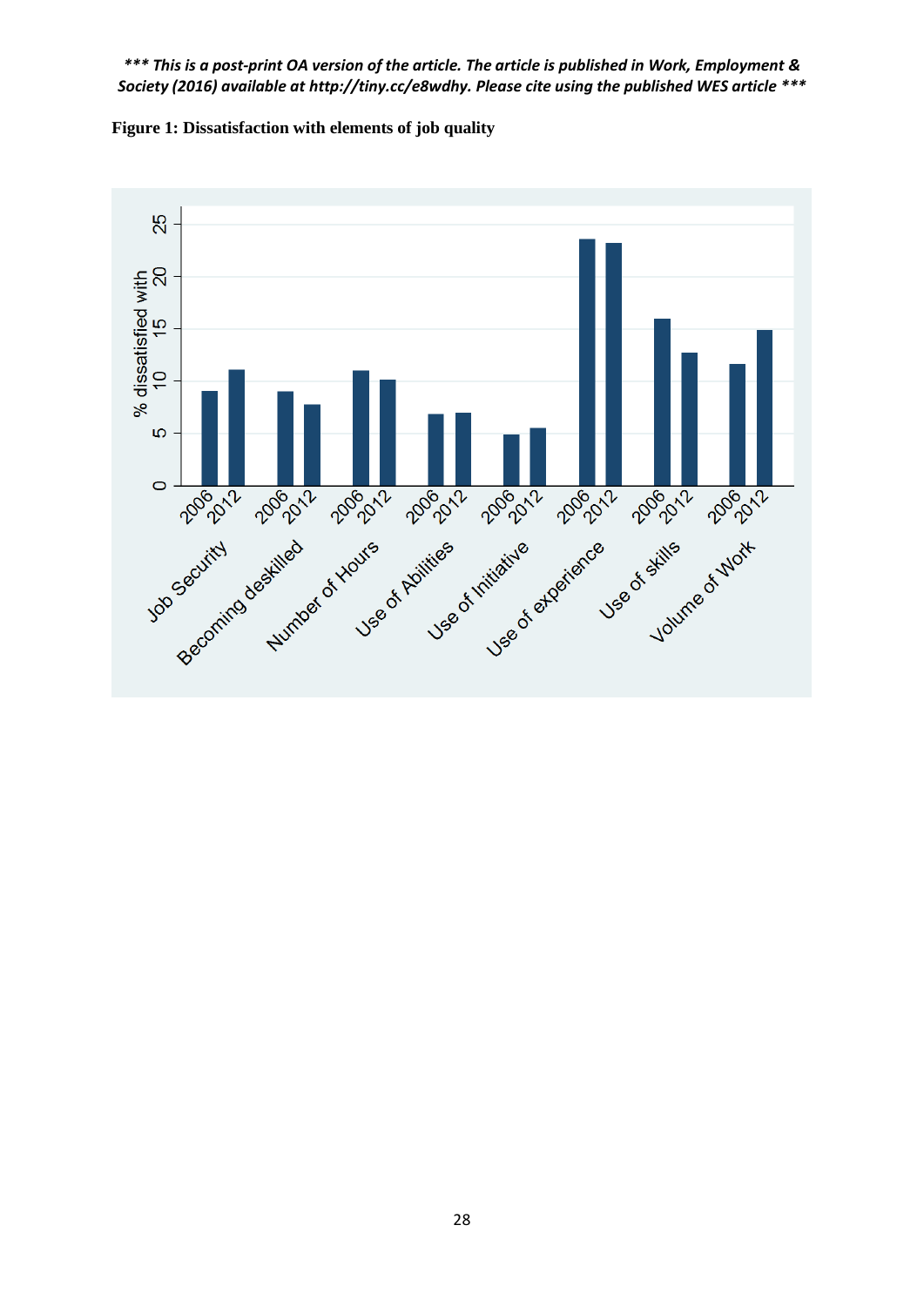*** This is a post-print OA version of the article. The article is published in Work, Employment & Society (2016) available at http://tiny.cc/e8wdhy. Please cite using the published WES article ***

**Figure 1: Dissatisfaction with elements of job quality**

% dissatisfied with

0
5
10
15
20
25

2006 2012 2006 2012 2006 2012 2006 2012 2006 2012 2006 2012 2006 2012 2006 2012

Job Security
Becoming deskilled
Number of Hours
Use of Abilities
Use of Initiative
Use of experience
Use of skills
Volume of Work